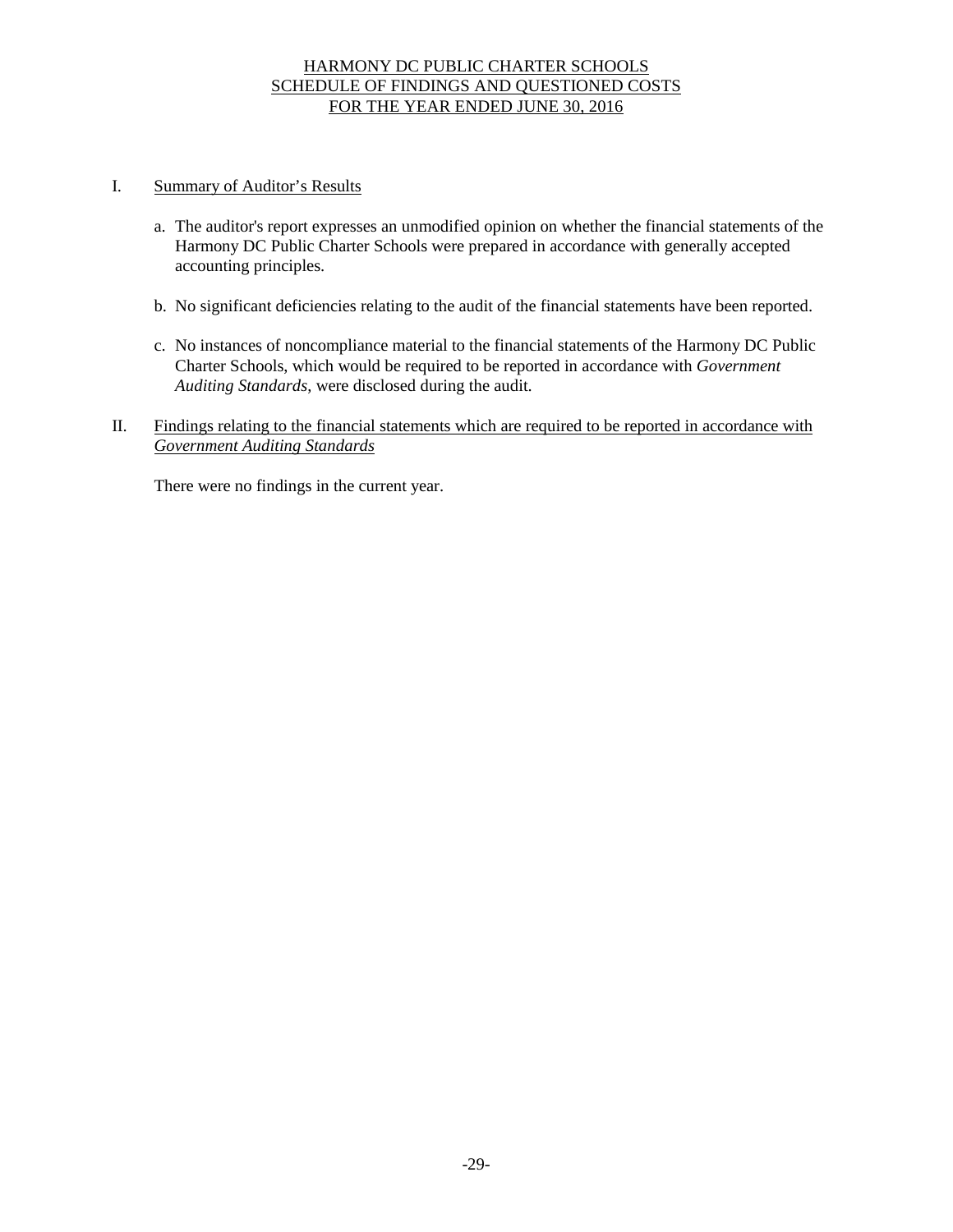# HARMONY DC PUBLIC CHARTER SCHOOLS
# SCHEDULE OF FINDINGS AND QUESTIONED COSTS
# FOR THE YEAR ENDED JUNE 30, 2016

## I. Summary of Auditor's Results

a. The auditor's report expresses an unmodified opinion on whether the financial statements of the Harmony DC Public Charter Schools were prepared in accordance with generally accepted accounting principles.

b. No significant deficiencies relating to the audit of the financial statements have been reported.

c. No instances of noncompliance material to the financial statements of the Harmony DC Public Charter Schools, which would be required to be reported in accordance with *Government Auditing Standards*, were disclosed during the audit.

## II. Findings relating to the financial statements which are required to be reported in accordance with *Government Auditing Standards*

There were no findings in the current year.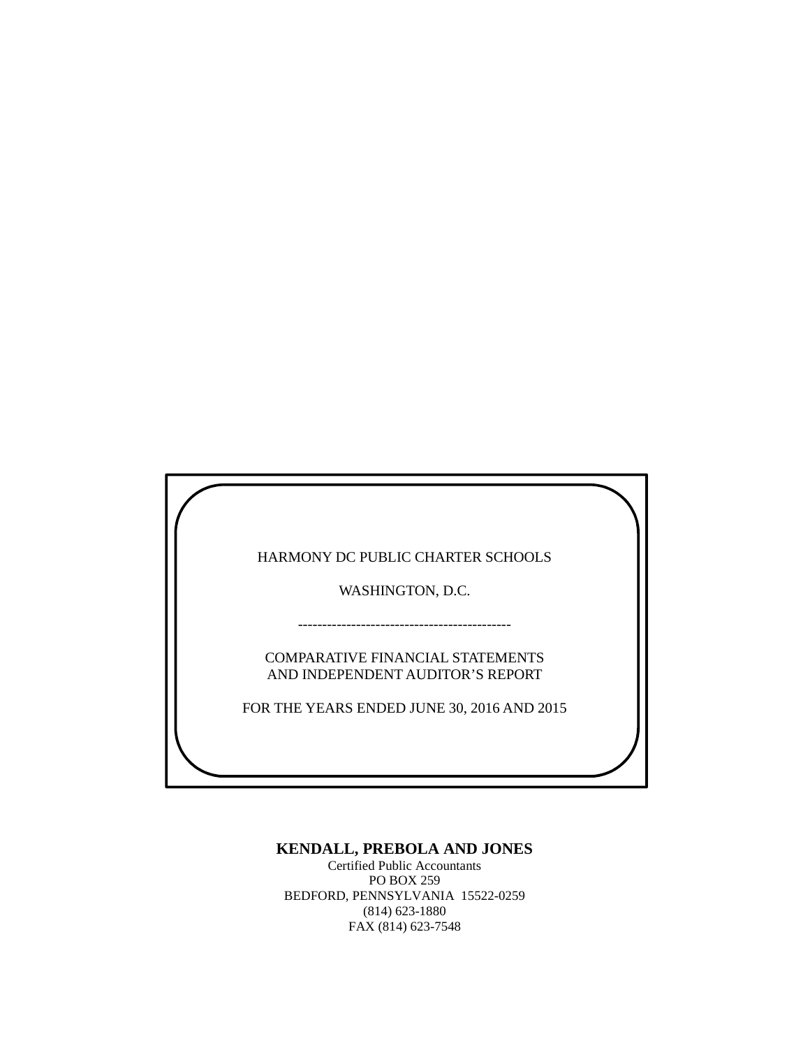HARMONY DC PUBLIC CHARTER SCHOOLS

WASHINGTON, D.C.

---

COMPARATIVE FINANCIAL STATEMENTS
AND INDEPENDENT AUDITOR'S REPORT

FOR THE YEARS ENDED JUNE 30, 2016 AND 2015

**KENDALL, PREBOLA AND JONES**
Certified Public Accountants
PO BOX 259
BEDFORD, PENNSYLVANIA 15522-0259
(814) 623-1880
FAX (814) 623-7548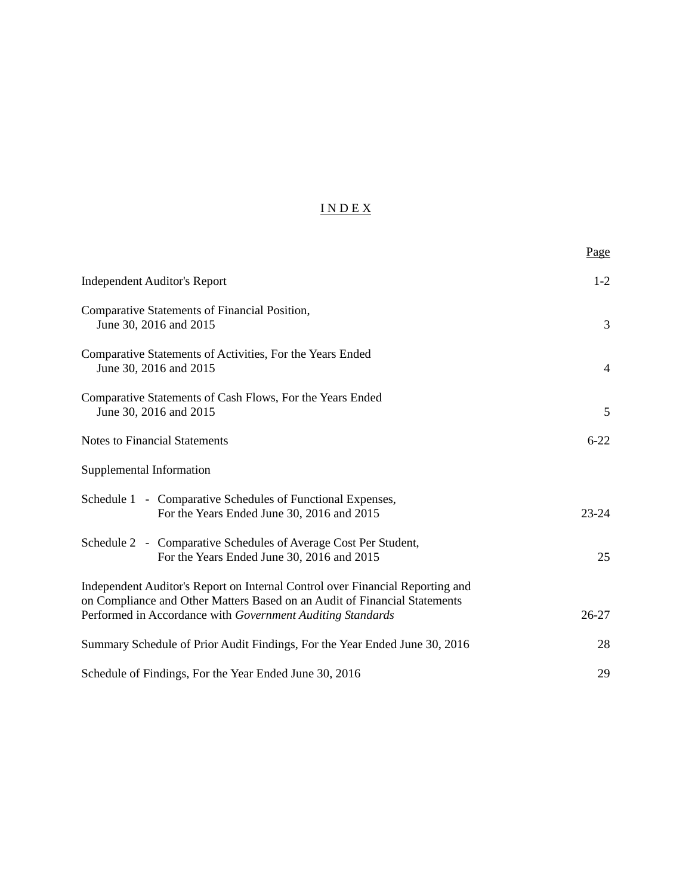# I N D E X

| | Page |
|---|---|
| Independent Auditor's Report | 1-2 |
| Comparative Statements of Financial Position, June 30, 2016 and 2015 | 3 |
| Comparative Statements of Activities, For the Years Ended June 30, 2016 and 2015 | 4 |
| Comparative Statements of Cash Flows, For the Years Ended June 30, 2016 and 2015 | 5 |
| Notes to Financial Statements | 6-22 |
| Supplemental Information | |
| Schedule 1 - Comparative Schedules of Functional Expenses, For the Years Ended June 30, 2016 and 2015 | 23-24 |
| Schedule 2 - Comparative Schedules of Average Cost Per Student, For the Years Ended June 30, 2016 and 2015 | 25 |
| Independent Auditor's Report on Internal Control over Financial Reporting and on Compliance and Other Matters Based on an Audit of Financial Statements Performed in Accordance with *Government Auditing Standards* | 26-27 |
| Summary Schedule of Prior Audit Findings, For the Year Ended June 30, 2016 | 28 |
| Schedule of Findings, For the Year Ended June 30, 2016 | 29 |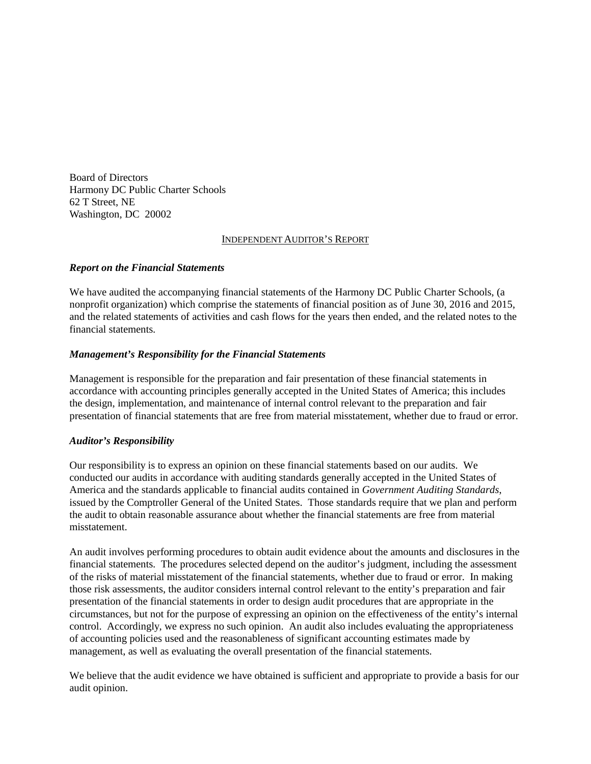Board of Directors
Harmony DC Public Charter Schools
62 T Street, NE
Washington, DC 20002

## INDEPENDENT AUDITOR'S REPORT

### *Report on the Financial Statements*

We have audited the accompanying financial statements of the Harmony DC Public Charter Schools, (a nonprofit organization) which comprise the statements of financial position as of June 30, 2016 and 2015, and the related statements of activities and cash flows for the years then ended, and the related notes to the financial statements.

### *Management's Responsibility for the Financial Statements*

Management is responsible for the preparation and fair presentation of these financial statements in accordance with accounting principles generally accepted in the United States of America; this includes the design, implementation, and maintenance of internal control relevant to the preparation and fair presentation of financial statements that are free from material misstatement, whether due to fraud or error.

### *Auditor's Responsibility*

Our responsibility is to express an opinion on these financial statements based on our audits. We conducted our audits in accordance with auditing standards generally accepted in the United States of America and the standards applicable to financial audits contained in *Government Auditing Standards*, issued by the Comptroller General of the United States. Those standards require that we plan and perform the audit to obtain reasonable assurance about whether the financial statements are free from material misstatement.

An audit involves performing procedures to obtain audit evidence about the amounts and disclosures in the financial statements. The procedures selected depend on the auditor's judgment, including the assessment of the risks of material misstatement of the financial statements, whether due to fraud or error. In making those risk assessments, the auditor considers internal control relevant to the entity's preparation and fair presentation of the financial statements in order to design audit procedures that are appropriate in the circumstances, but not for the purpose of expressing an opinion on the effectiveness of the entity's internal control. Accordingly, we express no such opinion. An audit also includes evaluating the appropriateness of accounting policies used and the reasonableness of significant accounting estimates made by management, as well as evaluating the overall presentation of the financial statements.

We believe that the audit evidence we have obtained is sufficient and appropriate to provide a basis for our audit opinion.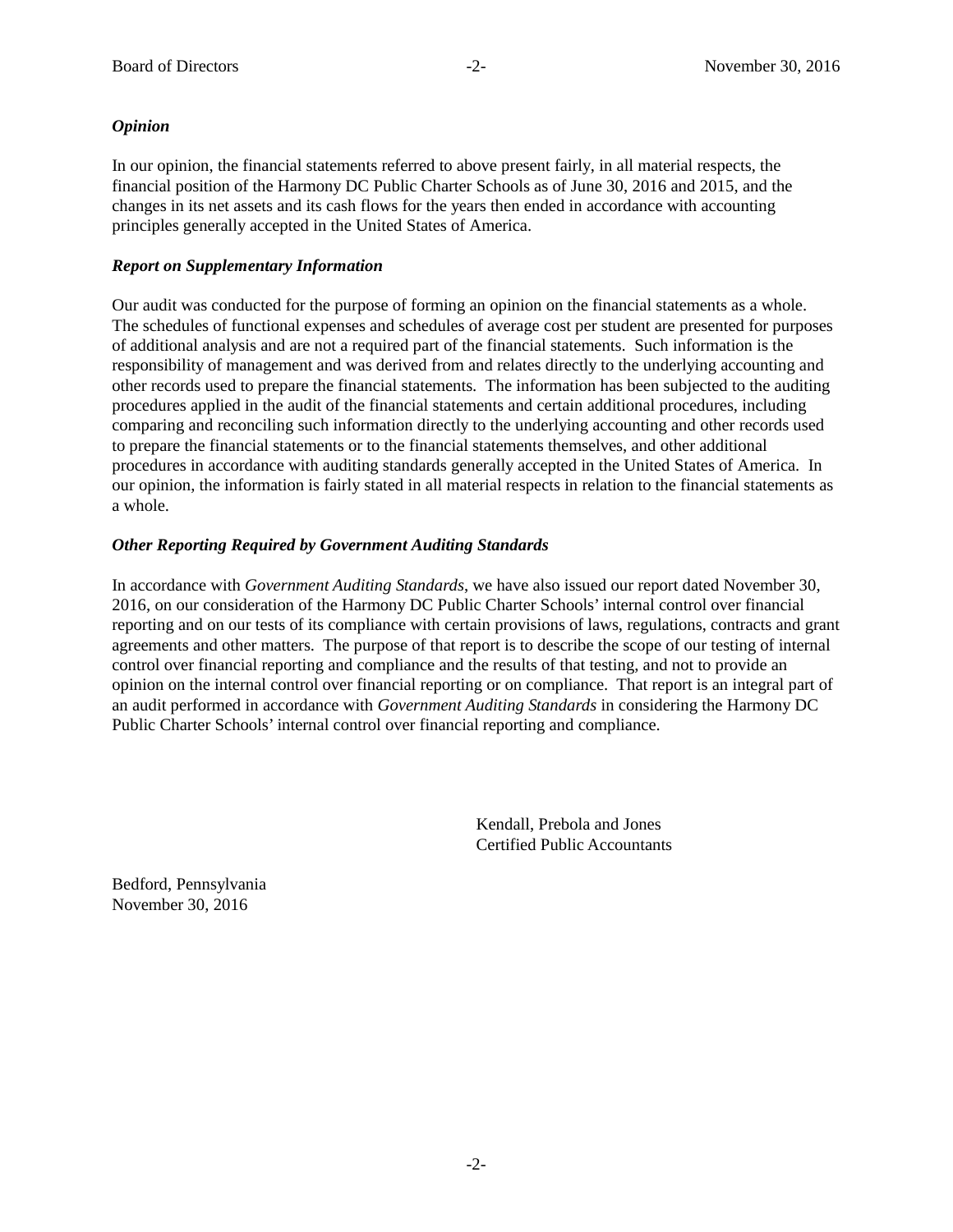### *Opinion*

In our opinion, the financial statements referred to above present fairly, in all material respects, the financial position of the Harmony DC Public Charter Schools as of June 30, 2016 and 2015, and the changes in its net assets and its cash flows for the years then ended in accordance with accounting principles generally accepted in the United States of America.

### *Report on Supplementary Information*

Our audit was conducted for the purpose of forming an opinion on the financial statements as a whole. The schedules of functional expenses and schedules of average cost per student are presented for purposes of additional analysis and are not a required part of the financial statements. Such information is the responsibility of management and was derived from and relates directly to the underlying accounting and other records used to prepare the financial statements. The information has been subjected to the auditing procedures applied in the audit of the financial statements and certain additional procedures, including comparing and reconciling such information directly to the underlying accounting and other records used to prepare the financial statements or to the financial statements themselves, and other additional procedures in accordance with auditing standards generally accepted in the United States of America. In our opinion, the information is fairly stated in all material respects in relation to the financial statements as a whole.

### *Other Reporting Required by Government Auditing Standards*

In accordance with *Government Auditing Standards*, we have also issued our report dated November 30, 2016, on our consideration of the Harmony DC Public Charter Schools' internal control over financial reporting and on our tests of its compliance with certain provisions of laws, regulations, contracts and grant agreements and other matters. The purpose of that report is to describe the scope of our testing of internal control over financial reporting and compliance and the results of that testing, and not to provide an opinion on the internal control over financial reporting or on compliance. That report is an integral part of an audit performed in accordance with *Government Auditing Standards* in considering the Harmony DC Public Charter Schools' internal control over financial reporting and compliance.

Kendall, Prebola and Jones
Certified Public Accountants

Bedford, Pennsylvania
November 30, 2016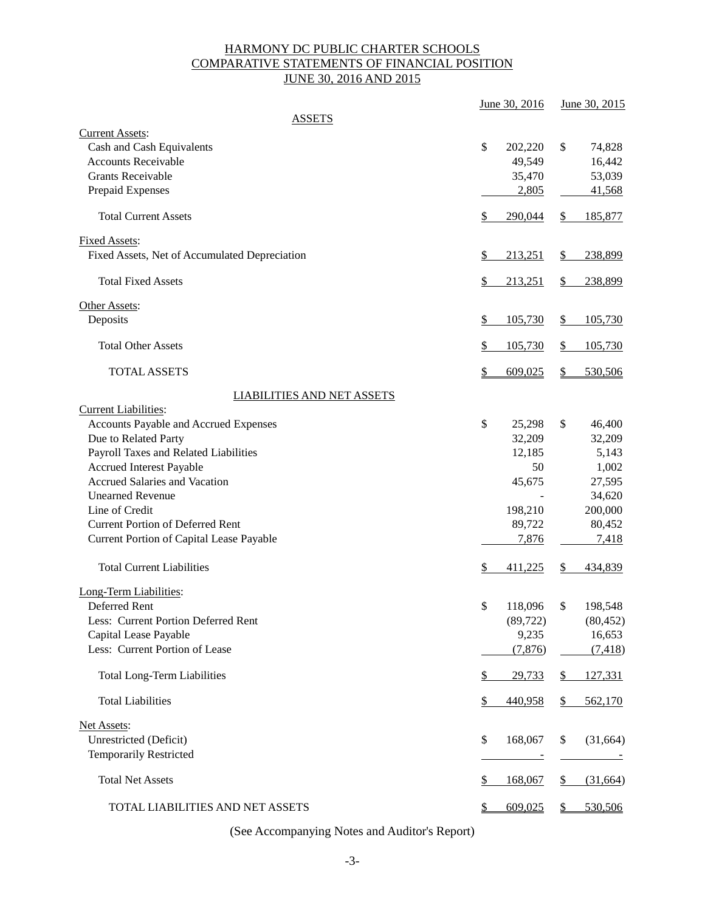# HARMONY DC PUBLIC CHARTER SCHOOLS
## COMPARATIVE STATEMENTS OF FINANCIAL POSITION
## JUNE 30, 2016 AND 2015

| | June 30, 2016 | June 30, 2015 |
|---|---|---|
| **ASSETS** | | |
| Current Assets: | | |
| Cash and Cash Equivalents | $ 202,220 | $ 74,828 |
| Accounts Receivable | 49,549 | 16,442 |
| Grants Receivable | 35,470 | 53,039 |
| Prepaid Expenses | 2,805 | 41,568 |
| Total Current Assets | $ 290,044 | $ 185,877 |
| Fixed Assets: | | |
| Fixed Assets, Net of Accumulated Depreciation | $ 213,251 | $ 238,899 |
| Total Fixed Assets | $ 213,251 | $ 238,899 |
| Other Assets: | | |
| Deposits | $ 105,730 | $ 105,730 |
| Total Other Assets | $ 105,730 | $ 105,730 |
| TOTAL ASSETS | $ 609,025 | $ 530,506 |
| **LIABILITIES AND NET ASSETS** | | |
| Current Liabilities: | | |
| Accounts Payable and Accrued Expenses | $ 25,298 | $ 46,400 |
| Due to Related Party | 32,209 | 32,209 |
| Payroll Taxes and Related Liabilities | 12,185 | 5,143 |
| Accrued Interest Payable | 50 | 1,002 |
| Accrued Salaries and Vacation | 45,675 | 27,595 |
| Unearned Revenue | - | 34,620 |
| Line of Credit | 198,210 | 200,000 |
| Current Portion of Deferred Rent | 89,722 | 80,452 |
| Current Portion of Capital Lease Payable | 7,876 | 7,418 |
| Total Current Liabilities | $ 411,225 | $ 434,839 |
| Long-Term Liabilities: | | |
| Deferred Rent | $ 118,096 | $ 198,548 |
| Less: Current Portion Deferred Rent | (89,722) | (80,452) |
| Capital Lease Payable | 9,235 | 16,653 |
| Less: Current Portion of Lease | (7,876) | (7,418) |
| Total Long-Term Liabilities | $ 29,733 | $ 127,331 |
| Total Liabilities | $ 440,958 | $ 562,170 |
| Net Assets: | | |
| Unrestricted (Deficit) | $ 168,067 | $ (31,664) |
| Temporarily Restricted | - | - |
| Total Net Assets | $ 168,067 | $ (31,664) |
| TOTAL LIABILITIES AND NET ASSETS | $ 609,025 | $ 530,506 |

(See Accompanying Notes and Auditor's Report)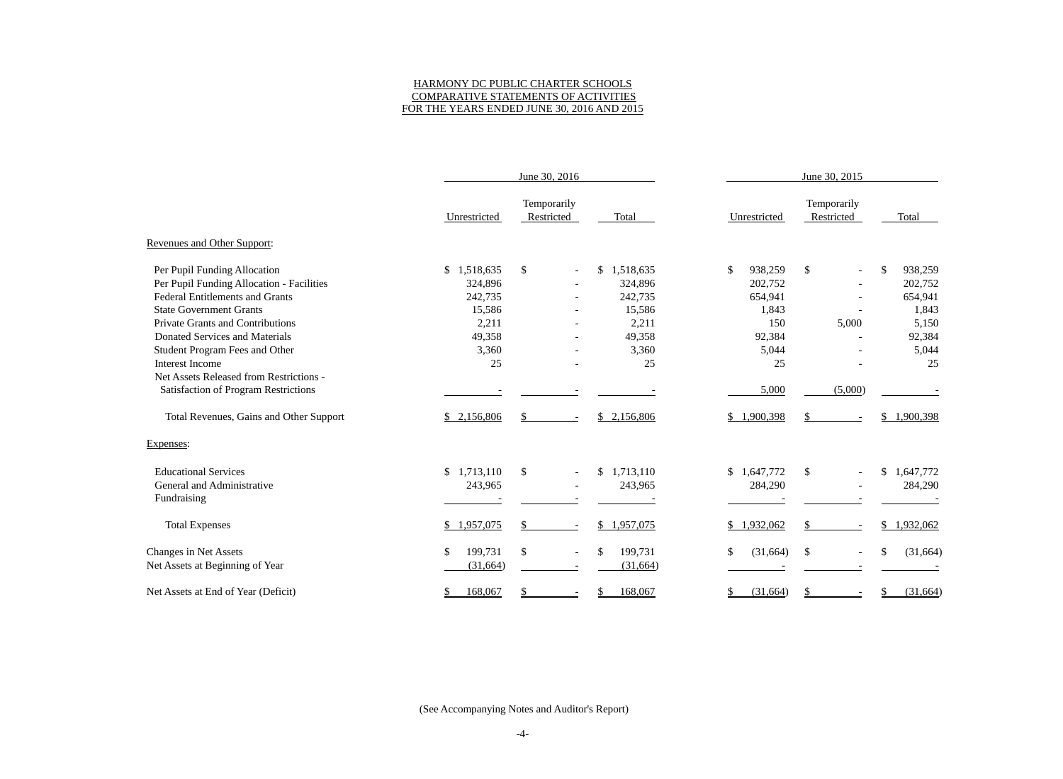# HARMONY DC PUBLIC CHARTER SCHOOLS
## COMPARATIVE STATEMENTS OF ACTIVITIES
## FOR THE YEARS ENDED JUNE 30, 2016 AND 2015

| | June 30, 2016 | | | June 30, 2015 | | |
|---|---|---|---|---|---|---|
| | Unrestricted | Temporarily Restricted | Total | Unrestricted | Temporarily Restricted | Total |
| **Revenues and Other Support:** | | | | | | |
| Per Pupil Funding Allocation | $ 1,518,635 | $ - | $ 1,518,635 | $ 938,259 | $ - | $ 938,259 |
| Per Pupil Funding Allocation - Facilities | 324,896 | - | 324,896 | 202,752 | - | 202,752 |
| Federal Entitlements and Grants | 242,735 | - | 242,735 | 654,941 | - | 654,941 |
| State Government Grants | 15,586 | - | 15,586 | 1,843 | - | 1,843 |
| Private Grants and Contributions | 2,211 | - | 2,211 | 150 | 5,000 | 5,150 |
| Donated Services and Materials | 49,358 | - | 49,358 | 92,384 | - | 92,384 |
| Student Program Fees and Other | 3,360 | - | 3,360 | 5,044 | - | 5,044 |
| Interest Income | 25 | - | 25 | 25 | - | 25 |
| Net Assets Released from Restrictions - Satisfaction of Program Restrictions | - | - | - | 5,000 | (5,000) | - |
| Total Revenues, Gains and Other Support | $ 2,156,806 | $ - | $ 2,156,806 | $ 1,900,398 | $ - | $ 1,900,398 |
| **Expenses:** | | | | | | |
| Educational Services | $ 1,713,110 | $ - | $ 1,713,110 | $ 1,647,772 | $ - | $ 1,647,772 |
| General and Administrative | 243,965 | - | 243,965 | 284,290 | - | 284,290 |
| Fundraising | - | - | - | - | - | - |
| Total Expenses | $ 1,957,075 | $ - | $ 1,957,075 | $ 1,932,062 | $ - | $ 1,932,062 |
| Changes in Net Assets | $ 199,731 | $ - | $ 199,731 | $ (31,664) | $ - | $ (31,664) |
| Net Assets at Beginning of Year | (31,664) | - | (31,664) | - | - | - |
| Net Assets at End of Year (Deficit) | $ 168,067 | $ - | $ 168,067 | $ (31,664) | $ - | $ (31,664) |

(See Accompanying Notes and Auditor's Report)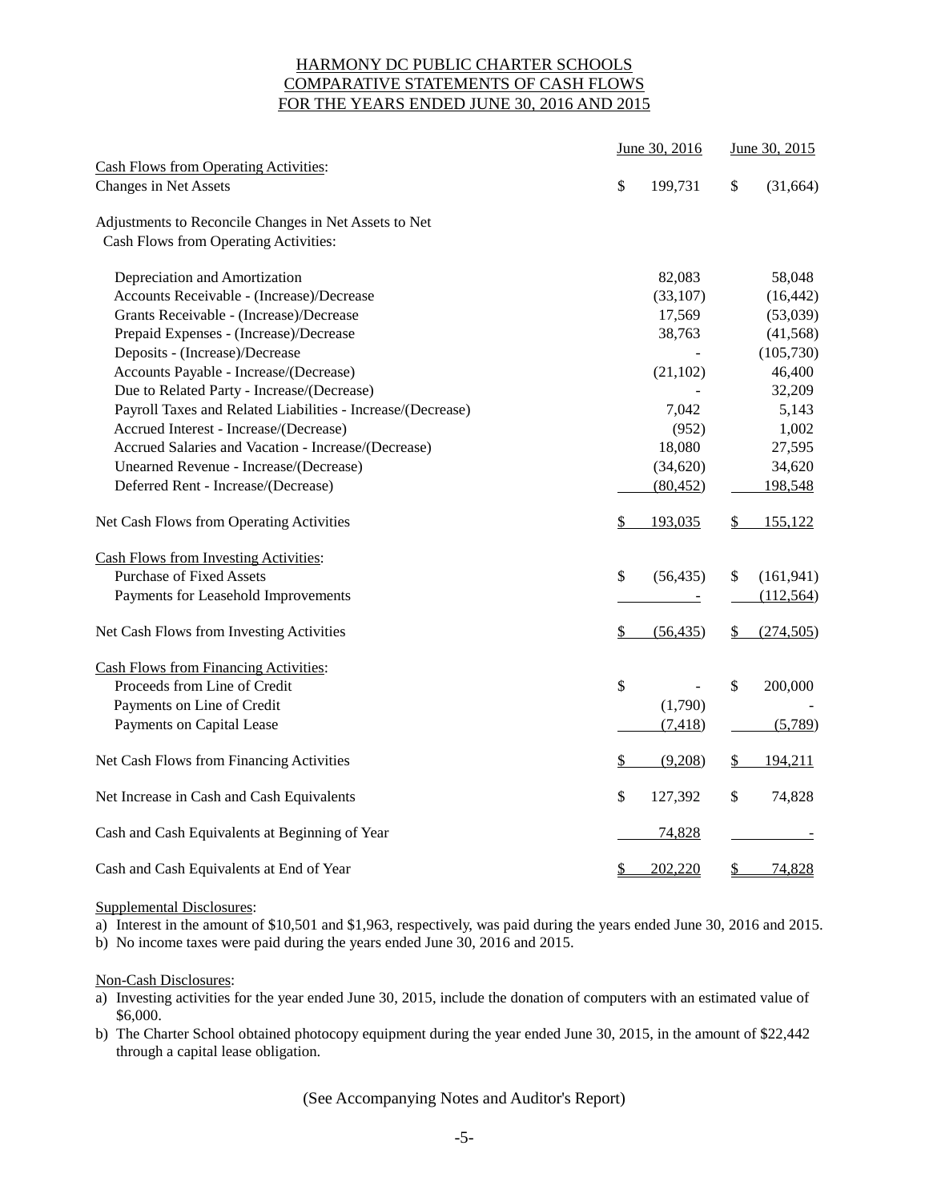# HARMONY DC PUBLIC CHARTER SCHOOLS
## COMPARATIVE STATEMENTS OF CASH FLOWS
## FOR THE YEARS ENDED JUNE 30, 2016 AND 2015

| | June 30, 2016 | June 30, 2015 |
|---|---|---|
| **Cash Flows from Operating Activities:** | | |
| Changes in Net Assets | $ 199,731 | $ (31,664) |
| | | |
| Adjustments to Reconcile Changes in Net Assets to Net Cash Flows from Operating Activities: | | |
| | | |
| Depreciation and Amortization | 82,083 | 58,048 |
| Accounts Receivable - (Increase)/Decrease | (33,107) | (16,442) |
| Grants Receivable - (Increase)/Decrease | 17,569 | (53,039) |
| Prepaid Expenses - (Increase)/Decrease | 38,763 | (41,568) |
| Deposits - (Increase)/Decrease | - | (105,730) |
| Accounts Payable - Increase/(Decrease) | (21,102) | 46,400 |
| Due to Related Party - Increase/(Decrease) | - | 32,209 |
| Payroll Taxes and Related Liabilities - Increase/(Decrease) | 7,042 | 5,143 |
| Accrued Interest - Increase/(Decrease) | (952) | 1,002 |
| Accrued Salaries and Vacation - Increase/(Decrease) | 18,080 | 27,595 |
| Unearned Revenue - Increase/(Decrease) | (34,620) | 34,620 |
| Deferred Rent - Increase/(Decrease) | (80,452) | 198,548 |
| | | |
| Net Cash Flows from Operating Activities | $ 193,035 | $ 155,122 |
| | | |
| **Cash Flows from Investing Activities:** | | |
| Purchase of Fixed Assets | $ (56,435) | $ (161,941) |
| Payments for Leasehold Improvements | - | (112,564) |
| | | |
| Net Cash Flows from Investing Activities | $ (56,435) | $ (274,505) |
| | | |
| **Cash Flows from Financing Activities:** | | |
| Proceeds from Line of Credit | $ - | $ 200,000 |
| Payments on Line of Credit | (1,790) | - |
| Payments on Capital Lease | (7,418) | (5,789) |
| | | |
| Net Cash Flows from Financing Activities | $ (9,208) | $ 194,211 |
| | | |
| Net Increase in Cash and Cash Equivalents | $ 127,392 | $ 74,828 |
| | | |
| Cash and Cash Equivalents at Beginning of Year | 74,828 | - |
| | | |
| Cash and Cash Equivalents at End of Year | $ 202,220 | $ 74,828 |

Supplemental Disclosures:

a) Interest in the amount of $10,501 and $1,963, respectively, was paid during the years ended June 30, 2016 and 2015.

b) No income taxes were paid during the years ended June 30, 2016 and 2015.

Non-Cash Disclosures:

a) Investing activities for the year ended June 30, 2015, include the donation of computers with an estimated value of $6,000.

b) The Charter School obtained photocopy equipment during the year ended June 30, 2015, in the amount of $22,442 through a capital lease obligation.

(See Accompanying Notes and Auditor's Report)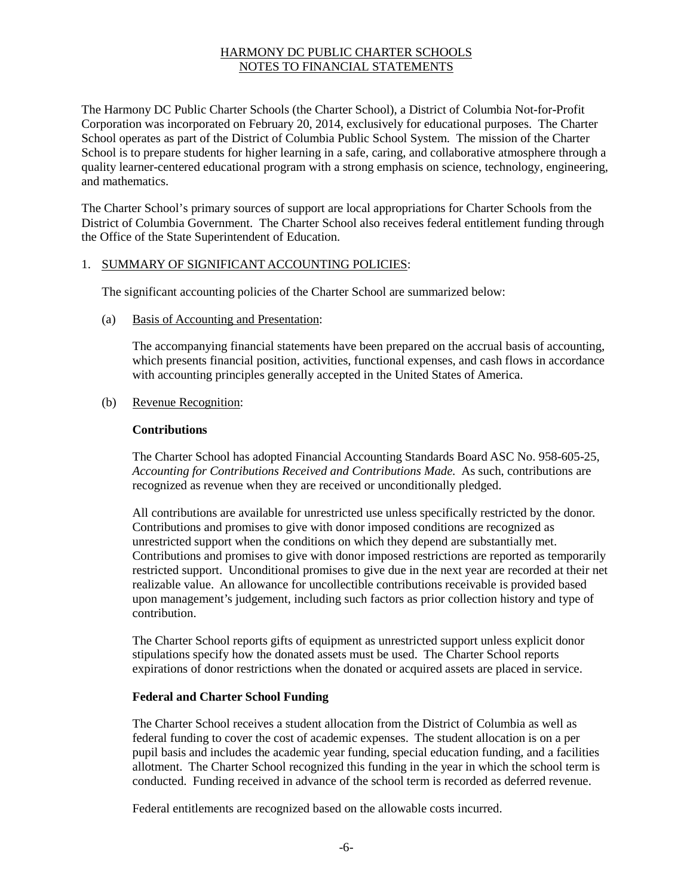HARMONY DC PUBLIC CHARTER SCHOOLS
NOTES TO FINANCIAL STATEMENTS

The Harmony DC Public Charter Schools (the Charter School), a District of Columbia Not-for-Profit Corporation was incorporated on February 20, 2014, exclusively for educational purposes. The Charter School operates as part of the District of Columbia Public School System. The mission of the Charter School is to prepare students for higher learning in a safe, caring, and collaborative atmosphere through a quality learner-centered educational program with a strong emphasis on science, technology, engineering, and mathematics.

The Charter School's primary sources of support are local appropriations for Charter Schools from the District of Columbia Government. The Charter School also receives federal entitlement funding through the Office of the State Superintendent of Education.

## 1. SUMMARY OF SIGNIFICANT ACCOUNTING POLICIES:

The significant accounting policies of the Charter School are summarized below:

### (a) Basis of Accounting and Presentation:

The accompanying financial statements have been prepared on the accrual basis of accounting, which presents financial position, activities, functional expenses, and cash flows in accordance with accounting principles generally accepted in the United States of America.

### (b) Revenue Recognition:

**Contributions**

The Charter School has adopted Financial Accounting Standards Board ASC No. 958-605-25, *Accounting for Contributions Received and Contributions Made.* As such, contributions are recognized as revenue when they are received or unconditionally pledged.

All contributions are available for unrestricted use unless specifically restricted by the donor. Contributions and promises to give with donor imposed conditions are recognized as unrestricted support when the conditions on which they depend are substantially met. Contributions and promises to give with donor imposed restrictions are reported as temporarily restricted support. Unconditional promises to give due in the next year are recorded at their net realizable value. An allowance for uncollectible contributions receivable is provided based upon management's judgement, including such factors as prior collection history and type of contribution.

The Charter School reports gifts of equipment as unrestricted support unless explicit donor stipulations specify how the donated assets must be used. The Charter School reports expirations of donor restrictions when the donated or acquired assets are placed in service.

**Federal and Charter School Funding**

The Charter School receives a student allocation from the District of Columbia as well as federal funding to cover the cost of academic expenses. The student allocation is on a per pupil basis and includes the academic year funding, special education funding, and a facilities allotment. The Charter School recognized this funding in the year in which the school term is conducted. Funding received in advance of the school term is recorded as deferred revenue.

Federal entitlements are recognized based on the allowable costs incurred.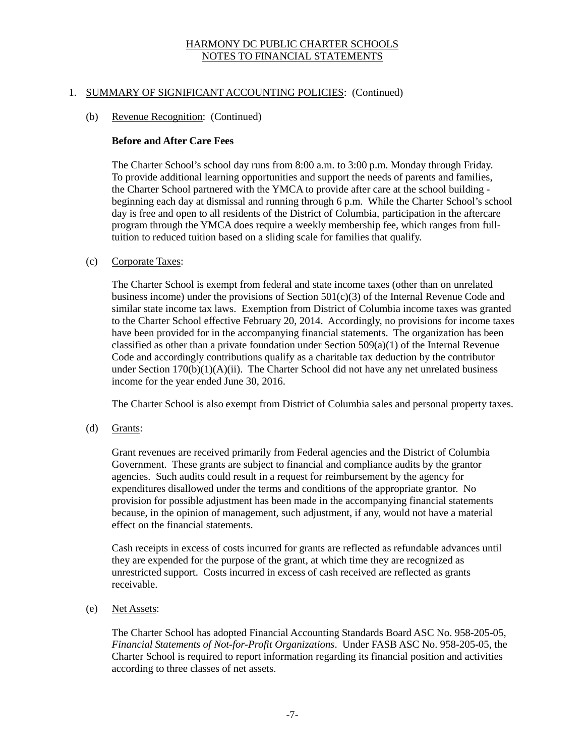# HARMONY DC PUBLIC CHARTER SCHOOLS
## NOTES TO FINANCIAL STATEMENTS

1. SUMMARY OF SIGNIFICANT ACCOUNTING POLICIES: (Continued)

   (b) Revenue Recognition: (Continued)

   **Before and After Care Fees**

   The Charter School's school day runs from 8:00 a.m. to 3:00 p.m. Monday through Friday. To provide additional learning opportunities and support the needs of parents and families, the Charter School partnered with the YMCA to provide after care at the school building - beginning each day at dismissal and running through 6 p.m. While the Charter School's school day is free and open to all residents of the District of Columbia, participation in the aftercare program through the YMCA does require a weekly membership fee, which ranges from full-tuition to reduced tuition based on a sliding scale for families that qualify.

   (c) Corporate Taxes:

   The Charter School is exempt from federal and state income taxes (other than on unrelated business income) under the provisions of Section 501(c)(3) of the Internal Revenue Code and similar state income tax laws. Exemption from District of Columbia income taxes was granted to the Charter School effective February 20, 2014. Accordingly, no provisions for income taxes have been provided for in the accompanying financial statements. The organization has been classified as other than a private foundation under Section 509(a)(1) of the Internal Revenue Code and accordingly contributions qualify as a charitable tax deduction by the contributor under Section 170(b)(1)(A)(ii). The Charter School did not have any net unrelated business income for the year ended June 30, 2016.

   The Charter School is also exempt from District of Columbia sales and personal property taxes.

   (d) Grants:

   Grant revenues are received primarily from Federal agencies and the District of Columbia Government. These grants are subject to financial and compliance audits by the grantor agencies. Such audits could result in a request for reimbursement by the agency for expenditures disallowed under the terms and conditions of the appropriate grantor. No provision for possible adjustment has been made in the accompanying financial statements because, in the opinion of management, such adjustment, if any, would not have a material effect on the financial statements.

   Cash receipts in excess of costs incurred for grants are reflected as refundable advances until they are expended for the purpose of the grant, at which time they are recognized as unrestricted support. Costs incurred in excess of cash received are reflected as grants receivable.

   (e) Net Assets:

   The Charter School has adopted Financial Accounting Standards Board ASC No. 958-205-05, *Financial Statements of Not-for-Profit Organizations*. Under FASB ASC No. 958-205-05, the Charter School is required to report information regarding its financial position and activities according to three classes of net assets.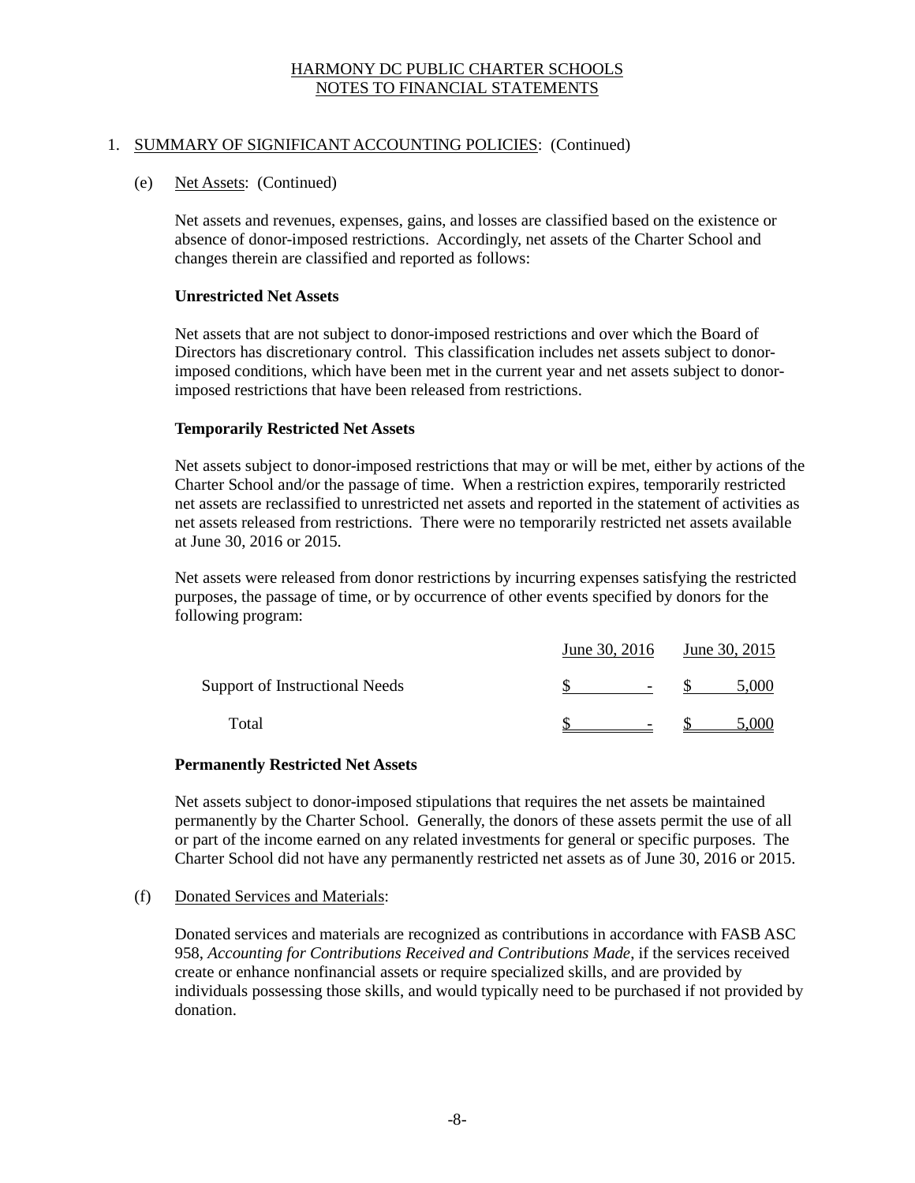HARMONY DC PUBLIC CHARTER SCHOOLS
NOTES TO FINANCIAL STATEMENTS

1. SUMMARY OF SIGNIFICANT ACCOUNTING POLICIES: (Continued)

(e) Net Assets: (Continued)

Net assets and revenues, expenses, gains, and losses are classified based on the existence or absence of donor-imposed restrictions. Accordingly, net assets of the Charter School and changes therein are classified and reported as follows:

**Unrestricted Net Assets**

Net assets that are not subject to donor-imposed restrictions and over which the Board of Directors has discretionary control. This classification includes net assets subject to donor-imposed conditions, which have been met in the current year and net assets subject to donor-imposed restrictions that have been released from restrictions.

**Temporarily Restricted Net Assets**

Net assets subject to donor-imposed restrictions that may or will be met, either by actions of the Charter School and/or the passage of time. When a restriction expires, temporarily restricted net assets are reclassified to unrestricted net assets and reported in the statement of activities as net assets released from restrictions. There were no temporarily restricted net assets available at June 30, 2016 or 2015.

Net assets were released from donor restrictions by incurring expenses satisfying the restricted purposes, the passage of time, or by occurrence of other events specified by donors for the following program:

| | June 30, 2016 | June 30, 2015 |
|---|---|---|
| Support of Instructional Needs | $ - | $ 5,000 |
| Total | $ - | $ 5,000 |

**Permanently Restricted Net Assets**

Net assets subject to donor-imposed stipulations that requires the net assets be maintained permanently by the Charter School. Generally, the donors of these assets permit the use of all or part of the income earned on any related investments for general or specific purposes. The Charter School did not have any permanently restricted net assets as of June 30, 2016 or 2015.

(f) Donated Services and Materials:

Donated services and materials are recognized as contributions in accordance with FASB ASC 958, *Accounting for Contributions Received and Contributions Made*, if the services received create or enhance nonfinancial assets or require specialized skills, and are provided by individuals possessing those skills, and would typically need to be purchased if not provided by donation.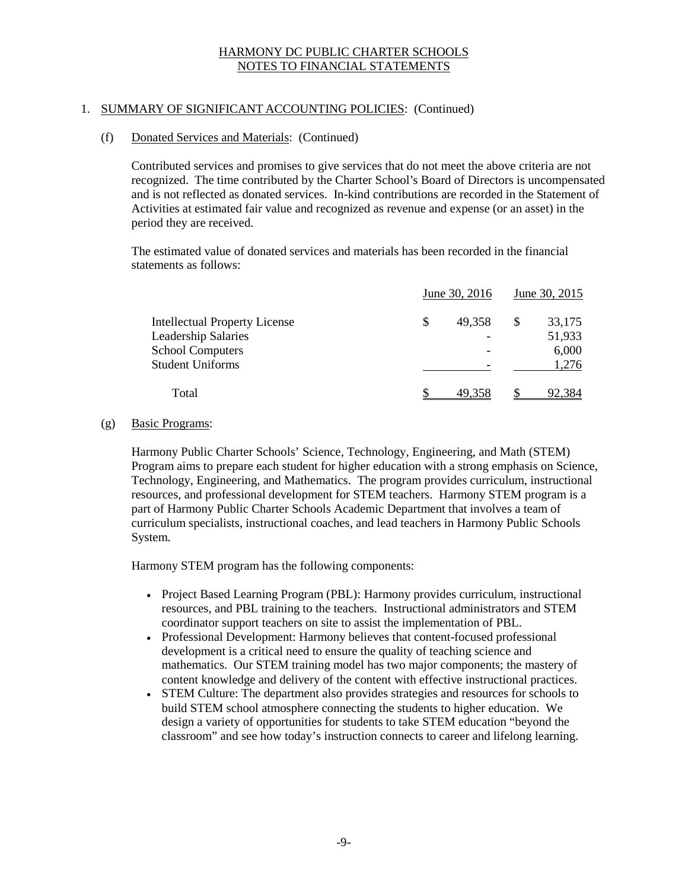# HARMONY DC PUBLIC CHARTER SCHOOLS
# NOTES TO FINANCIAL STATEMENTS

1. SUMMARY OF SIGNIFICANT ACCOUNTING POLICIES: (Continued)

(f) Donated Services and Materials: (Continued)

Contributed services and promises to give services that do not meet the above criteria are not recognized. The time contributed by the Charter School's Board of Directors is uncompensated and is not reflected as donated services. In-kind contributions are recorded in the Statement of Activities at estimated fair value and recognized as revenue and expense (or an asset) in the period they are received.

The estimated value of donated services and materials has been recorded in the financial statements as follows:

| | June 30, 2016 | June 30, 2015 |
|---|---|---|
| Intellectual Property License | $ 49,358 | $ 33,175 |
| Leadership Salaries | - | 51,933 |
| School Computers | - | 6,000 |
| Student Uniforms | - | 1,276 |
| Total | $ 49,358 | $ 92,384 |

(g) Basic Programs:

Harmony Public Charter Schools' Science, Technology, Engineering, and Math (STEM) Program aims to prepare each student for higher education with a strong emphasis on Science, Technology, Engineering, and Mathematics. The program provides curriculum, instructional resources, and professional development for STEM teachers. Harmony STEM program is a part of Harmony Public Charter Schools Academic Department that involves a team of curriculum specialists, instructional coaches, and lead teachers in Harmony Public Schools System.

Harmony STEM program has the following components:

- Project Based Learning Program (PBL): Harmony provides curriculum, instructional resources, and PBL training to the teachers. Instructional administrators and STEM coordinator support teachers on site to assist the implementation of PBL.
- Professional Development: Harmony believes that content-focused professional development is a critical need to ensure the quality of teaching science and mathematics. Our STEM training model has two major components; the mastery of content knowledge and delivery of the content with effective instructional practices.
- STEM Culture: The department also provides strategies and resources for schools to build STEM school atmosphere connecting the students to higher education. We design a variety of opportunities for students to take STEM education "beyond the classroom" and see how today's instruction connects to career and lifelong learning.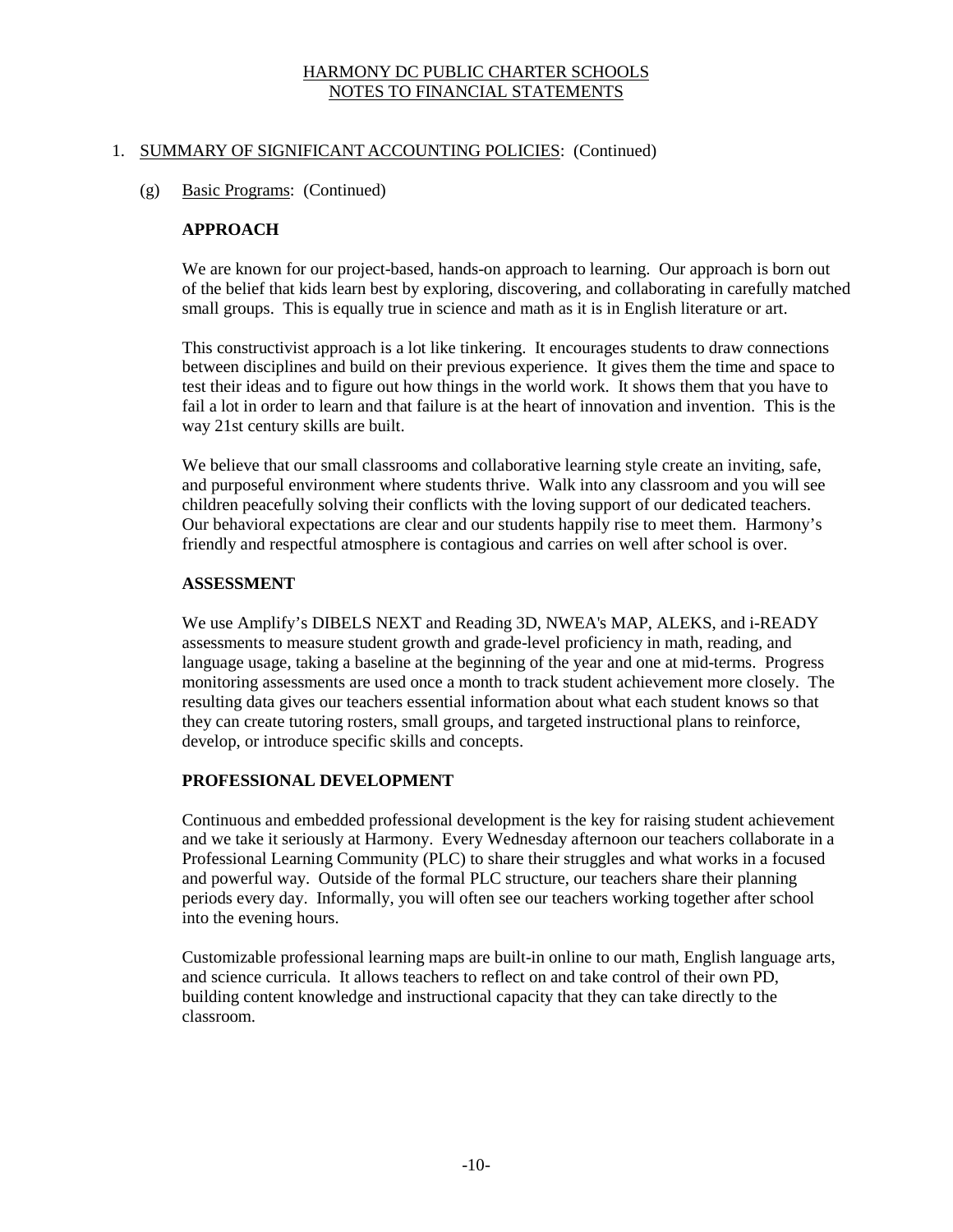HARMONY DC PUBLIC CHARTER SCHOOLS
NOTES TO FINANCIAL STATEMENTS

1. SUMMARY OF SIGNIFICANT ACCOUNTING POLICIES: (Continued)

(g) Basic Programs: (Continued)

**APPROACH**

We are known for our project-based, hands-on approach to learning. Our approach is born out of the belief that kids learn best by exploring, discovering, and collaborating in carefully matched small groups. This is equally true in science and math as it is in English literature or art.

This constructivist approach is a lot like tinkering. It encourages students to draw connections between disciplines and build on their previous experience. It gives them the time and space to test their ideas and to figure out how things in the world work. It shows them that you have to fail a lot in order to learn and that failure is at the heart of innovation and invention. This is the way 21st century skills are built.

We believe that our small classrooms and collaborative learning style create an inviting, safe, and purposeful environment where students thrive. Walk into any classroom and you will see children peacefully solving their conflicts with the loving support of our dedicated teachers. Our behavioral expectations are clear and our students happily rise to meet them. Harmony's friendly and respectful atmosphere is contagious and carries on well after school is over.

**ASSESSMENT**

We use Amplify's DIBELS NEXT and Reading 3D, NWEA's MAP, ALEKS, and i-READY assessments to measure student growth and grade-level proficiency in math, reading, and language usage, taking a baseline at the beginning of the year and one at mid-terms. Progress monitoring assessments are used once a month to track student achievement more closely. The resulting data gives our teachers essential information about what each student knows so that they can create tutoring rosters, small groups, and targeted instructional plans to reinforce, develop, or introduce specific skills and concepts.

**PROFESSIONAL DEVELOPMENT**

Continuous and embedded professional development is the key for raising student achievement and we take it seriously at Harmony. Every Wednesday afternoon our teachers collaborate in a Professional Learning Community (PLC) to share their struggles and what works in a focused and powerful way. Outside of the formal PLC structure, our teachers share their planning periods every day. Informally, you will often see our teachers working together after school into the evening hours.

Customizable professional learning maps are built-in online to our math, English language arts, and science curricula. It allows teachers to reflect on and take control of their own PD, building content knowledge and instructional capacity that they can take directly to the classroom.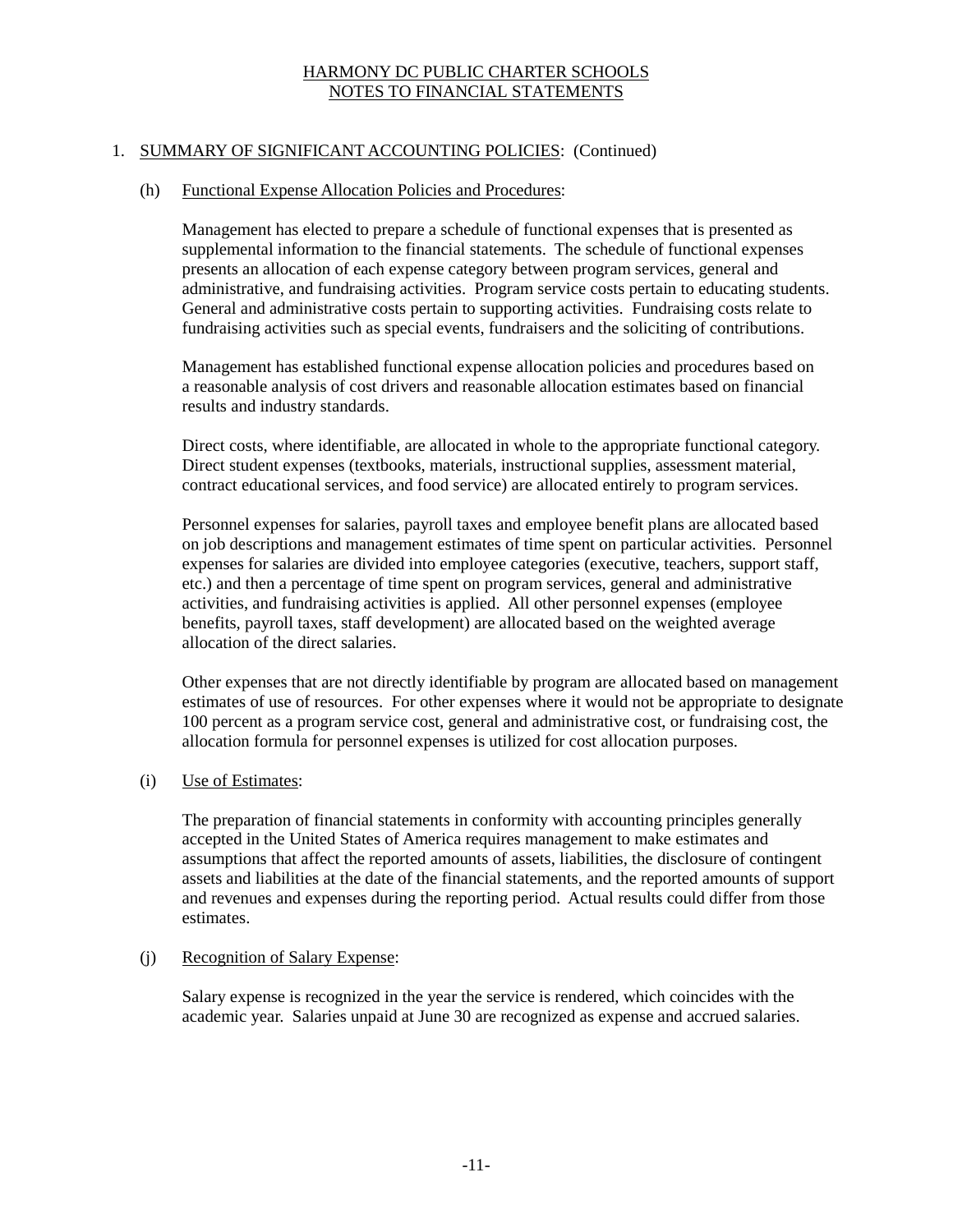# HARMONY DC PUBLIC CHARTER SCHOOLS
## NOTES TO FINANCIAL STATEMENTS

1. SUMMARY OF SIGNIFICANT ACCOUNTING POLICIES: (Continued)

   (h) Functional Expense Allocation Policies and Procedures:

   Management has elected to prepare a schedule of functional expenses that is presented as supplemental information to the financial statements. The schedule of functional expenses presents an allocation of each expense category between program services, general and administrative, and fundraising activities. Program service costs pertain to educating students. General and administrative costs pertain to supporting activities. Fundraising costs relate to fundraising activities such as special events, fundraisers and the soliciting of contributions.

   Management has established functional expense allocation policies and procedures based on a reasonable analysis of cost drivers and reasonable allocation estimates based on financial results and industry standards.

   Direct costs, where identifiable, are allocated in whole to the appropriate functional category. Direct student expenses (textbooks, materials, instructional supplies, assessment material, contract educational services, and food service) are allocated entirely to program services.

   Personnel expenses for salaries, payroll taxes and employee benefit plans are allocated based on job descriptions and management estimates of time spent on particular activities. Personnel expenses for salaries are divided into employee categories (executive, teachers, support staff, etc.) and then a percentage of time spent on program services, general and administrative activities, and fundraising activities is applied. All other personnel expenses (employee benefits, payroll taxes, staff development) are allocated based on the weighted average allocation of the direct salaries.

   Other expenses that are not directly identifiable by program are allocated based on management estimates of use of resources. For other expenses where it would not be appropriate to designate 100 percent as a program service cost, general and administrative cost, or fundraising cost, the allocation formula for personnel expenses is utilized for cost allocation purposes.

   (i) Use of Estimates:

   The preparation of financial statements in conformity with accounting principles generally accepted in the United States of America requires management to make estimates and assumptions that affect the reported amounts of assets, liabilities, the disclosure of contingent assets and liabilities at the date of the financial statements, and the reported amounts of support and revenues and expenses during the reporting period. Actual results could differ from those estimates.

   (j) Recognition of Salary Expense:

   Salary expense is recognized in the year the service is rendered, which coincides with the academic year. Salaries unpaid at June 30 are recognized as expense and accrued salaries.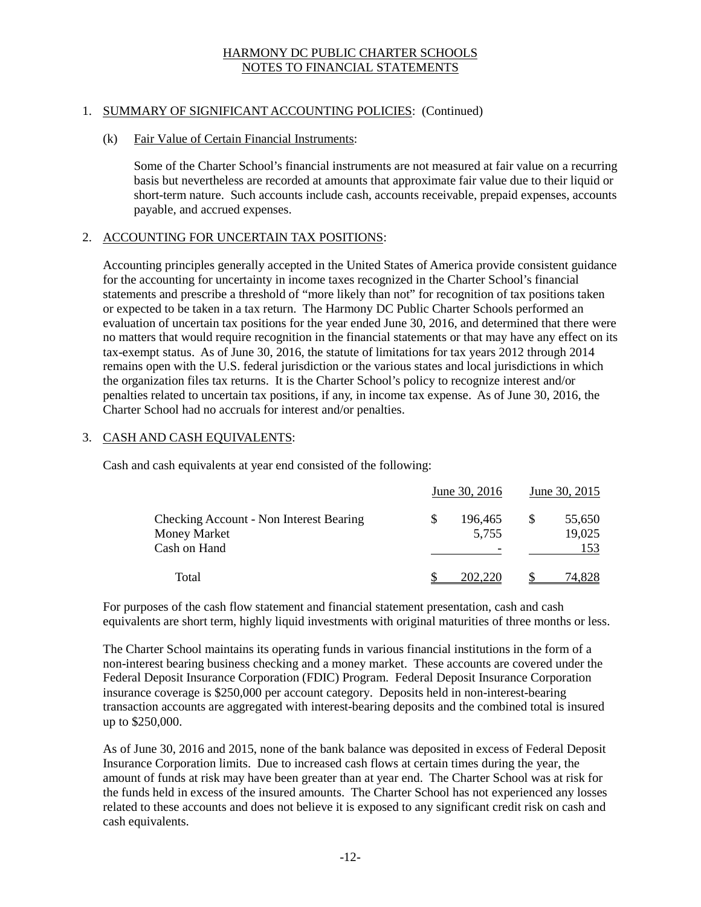HARMONY DC PUBLIC CHARTER SCHOOLS
NOTES TO FINANCIAL STATEMENTS

1. SUMMARY OF SIGNIFICANT ACCOUNTING POLICIES: (Continued)

   (k) Fair Value of Certain Financial Instruments:

   Some of the Charter School's financial instruments are not measured at fair value on a recurring basis but nevertheless are recorded at amounts that approximate fair value due to their liquid or short-term nature. Such accounts include cash, accounts receivable, prepaid expenses, accounts payable, and accrued expenses.

2. ACCOUNTING FOR UNCERTAIN TAX POSITIONS:

   Accounting principles generally accepted in the United States of America provide consistent guidance for the accounting for uncertainty in income taxes recognized in the Charter School's financial statements and prescribe a threshold of "more likely than not" for recognition of tax positions taken or expected to be taken in a tax return. The Harmony DC Public Charter Schools performed an evaluation of uncertain tax positions for the year ended June 30, 2016, and determined that there were no matters that would require recognition in the financial statements or that may have any effect on its tax-exempt status. As of June 30, 2016, the statute of limitations for tax years 2012 through 2014 remains open with the U.S. federal jurisdiction or the various states and local jurisdictions in which the organization files tax returns. It is the Charter School's policy to recognize interest and/or penalties related to uncertain tax positions, if any, in income tax expense. As of June 30, 2016, the Charter School had no accruals for interest and/or penalties.

3. CASH AND CASH EQUIVALENTS:

   Cash and cash equivalents at year end consisted of the following:

| | June 30, 2016 | June 30, 2015 |
|---|---|---|
| Checking Account - Non Interest Bearing | $ 196,465 | $ 55,650 |
| Money Market | 5,755 | 19,025 |
| Cash on Hand | - | 153 |
| Total | $ 202,220 | $ 74,828 |

   For purposes of the cash flow statement and financial statement presentation, cash and cash equivalents are short term, highly liquid investments with original maturities of three months or less.

   The Charter School maintains its operating funds in various financial institutions in the form of a non-interest bearing business checking and a money market. These accounts are covered under the Federal Deposit Insurance Corporation (FDIC) Program. Federal Deposit Insurance Corporation insurance coverage is $250,000 per account category. Deposits held in non-interest-bearing transaction accounts are aggregated with interest-bearing deposits and the combined total is insured up to $250,000.

   As of June 30, 2016 and 2015, none of the bank balance was deposited in excess of Federal Deposit Insurance Corporation limits. Due to increased cash flows at certain times during the year, the amount of funds at risk may have been greater than at year end. The Charter School was at risk for the funds held in excess of the insured amounts. The Charter School has not experienced any losses related to these accounts and does not believe it is exposed to any significant credit risk on cash and cash equivalents.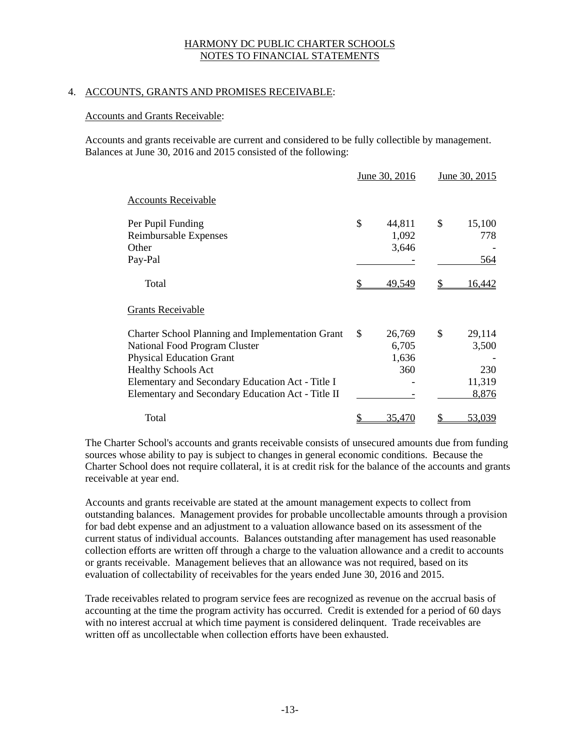HARMONY DC PUBLIC CHARTER SCHOOLS
NOTES TO FINANCIAL STATEMENTS

## 4. ACCOUNTS, GRANTS AND PROMISES RECEIVABLE:

### Accounts and Grants Receivable:

Accounts and grants receivable are current and considered to be fully collectible by management. Balances at June 30, 2016 and 2015 consisted of the following:

| | June 30, 2016 | June 30, 2015 |
|---|---|---|
| Accounts Receivable | | |
| Per Pupil Funding | $ 44,811 | $ 15,100 |
| Reimbursable Expenses | 1,092 | 778 |
| Other | 3,646 | - |
| Pay-Pal | - | 564 |
| Total | $ 49,549 | $ 16,442 |
| Grants Receivable | | |
| Charter School Planning and Implementation Grant | $ 26,769 | $ 29,114 |
| National Food Program Cluster | 6,705 | 3,500 |
| Physical Education Grant | 1,636 | - |
| Healthy Schools Act | 360 | 230 |
| Elementary and Secondary Education Act - Title I | - | 11,319 |
| Elementary and Secondary Education Act - Title II | - | 8,876 |
| Total | $ 35,470 | $ 53,039 |

The Charter School's accounts and grants receivable consists of unsecured amounts due from funding sources whose ability to pay is subject to changes in general economic conditions. Because the Charter School does not require collateral, it is at credit risk for the balance of the accounts and grants receivable at year end.

Accounts and grants receivable are stated at the amount management expects to collect from outstanding balances. Management provides for probable uncollectable amounts through a provision for bad debt expense and an adjustment to a valuation allowance based on its assessment of the current status of individual accounts. Balances outstanding after management has used reasonable collection efforts are written off through a charge to the valuation allowance and a credit to accounts or grants receivable. Management believes that an allowance was not required, based on its evaluation of collectability of receivables for the years ended June 30, 2016 and 2015.

Trade receivables related to program service fees are recognized as revenue on the accrual basis of accounting at the time the program activity has occurred. Credit is extended for a period of 60 days with no interest accrual at which time payment is considered delinquent. Trade receivables are written off as uncollectable when collection efforts have been exhausted.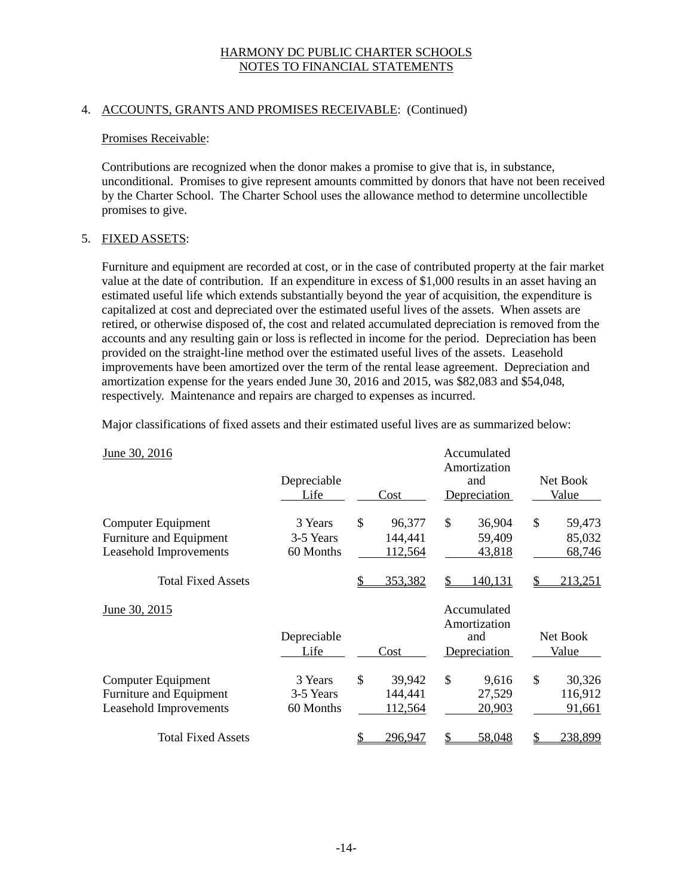# HARMONY DC PUBLIC CHARTER SCHOOLS
# NOTES TO FINANCIAL STATEMENTS

## 4. ACCOUNTS, GRANTS AND PROMISES RECEIVABLE: (Continued)

### Promises Receivable:

Contributions are recognized when the donor makes a promise to give that is, in substance, unconditional. Promises to give represent amounts committed by donors that have not been received by the Charter School. The Charter School uses the allowance method to determine uncollectible promises to give.

## 5. FIXED ASSETS:

Furniture and equipment are recorded at cost, or in the case of contributed property at the fair market value at the date of contribution. If an expenditure in excess of $1,000 results in an asset having an estimated useful life which extends substantially beyond the year of acquisition, the expenditure is capitalized at cost and depreciated over the estimated useful lives of the assets. When assets are retired, or otherwise disposed of, the cost and related accumulated depreciation is removed from the accounts and any resulting gain or loss is reflected in income for the period. Depreciation has been provided on the straight-line method over the estimated useful lives of the assets. Leasehold improvements have been amortized over the term of the rental lease agreement. Depreciation and amortization expense for the years ended June 30, 2016 and 2015, was $82,083 and $54,048, respectively. Maintenance and repairs are charged to expenses as incurred.

Major classifications of fixed assets and their estimated useful lives are as summarized below:

| June 30, 2016 | Depreciable Life | Cost | Accumulated Amortization and Depreciation | Net Book Value |
|---|---|---|---|---|
| Computer Equipment | 3 Years | $ 96,377 | $ 36,904 | $ 59,473 |
| Furniture and Equipment | 3-5 Years | 144,441 | 59,409 | 85,032 |
| Leasehold Improvements | 60 Months | 112,564 | 43,818 | 68,746 |
| Total Fixed Assets | | $ 353,382 | $ 140,131 | $ 213,251 |

| June 30, 2015 | Depreciable Life | Cost | Accumulated Amortization and Depreciation | Net Book Value |
|---|---|---|---|---|
| Computer Equipment | 3 Years | $ 39,942 | $ 9,616 | $ 30,326 |
| Furniture and Equipment | 3-5 Years | 144,441 | 27,529 | 116,912 |
| Leasehold Improvements | 60 Months | 112,564 | 20,903 | 91,661 |
| Total Fixed Assets | | $ 296,947 | $ 58,048 | $ 238,899 |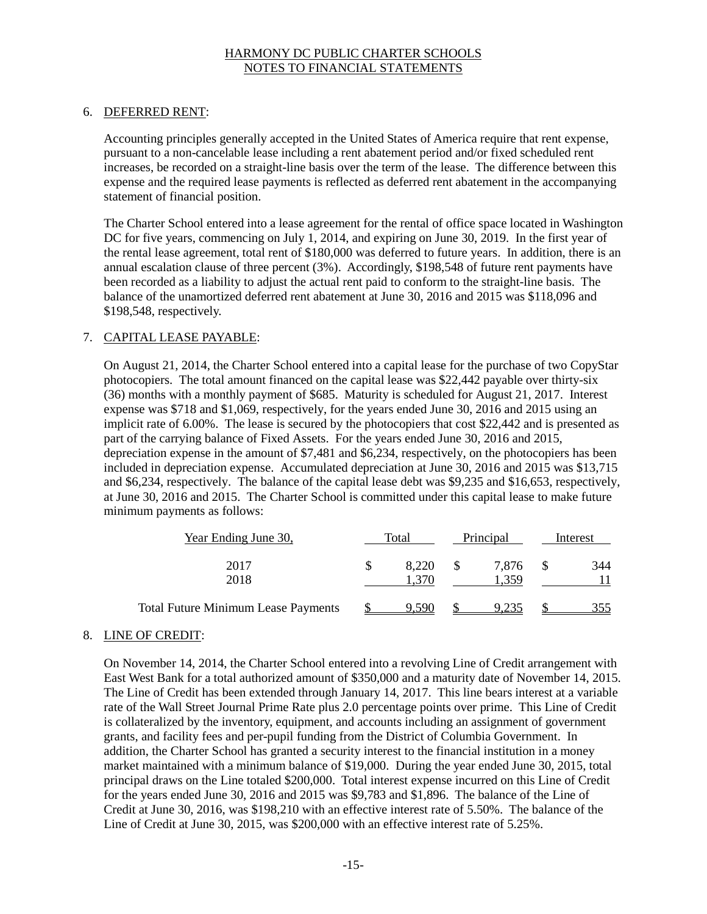## 6. DEFERRED RENT:

Accounting principles generally accepted in the United States of America require that rent expense, pursuant to a non-cancelable lease including a rent abatement period and/or fixed scheduled rent increases, be recorded on a straight-line basis over the term of the lease. The difference between this expense and the required lease payments is reflected as deferred rent abatement in the accompanying statement of financial position.

The Charter School entered into a lease agreement for the rental of office space located in Washington DC for five years, commencing on July 1, 2014, and expiring on June 30, 2019. In the first year of the rental lease agreement, total rent of $180,000 was deferred to future years. In addition, there is an annual escalation clause of three percent (3%). Accordingly, $198,548 of future rent payments have been recorded as a liability to adjust the actual rent paid to conform to the straight-line basis. The balance of the unamortized deferred rent abatement at June 30, 2016 and 2015 was $118,096 and $198,548, respectively.

## 7. CAPITAL LEASE PAYABLE:

On August 21, 2014, the Charter School entered into a capital lease for the purchase of two CopyStar photocopiers. The total amount financed on the capital lease was $22,442 payable over thirty-six (36) months with a monthly payment of $685. Maturity is scheduled for August 21, 2017. Interest expense was $718 and $1,069, respectively, for the years ended June 30, 2016 and 2015 using an implicit rate of 6.00%. The lease is secured by the photocopiers that cost $22,442 and is presented as part of the carrying balance of Fixed Assets. For the years ended June 30, 2016 and 2015, depreciation expense in the amount of $7,481 and $6,234, respectively, on the photocopiers has been included in depreciation expense. Accumulated depreciation at June 30, 2016 and 2015 was $13,715 and $6,234, respectively. The balance of the capital lease debt was $9,235 and $16,653, respectively, at June 30, 2016 and 2015. The Charter School is committed under this capital lease to make future minimum payments as follows:

| Year Ending June 30, | Total | Principal | Interest |
|---|---|---|---|
| 2017 | $ 8,220 | $ 7,876 | $ 344 |
| 2018 | 1,370 | 1,359 | 11 |
| Total Future Minimum Lease Payments | $ 9,590 | $ 9,235 | $ 355 |

## 8. LINE OF CREDIT:

On November 14, 2014, the Charter School entered into a revolving Line of Credit arrangement with East West Bank for a total authorized amount of $350,000 and a maturity date of November 14, 2015. The Line of Credit has been extended through January 14, 2017. This line bears interest at a variable rate of the Wall Street Journal Prime Rate plus 2.0 percentage points over prime. This Line of Credit is collateralized by the inventory, equipment, and accounts including an assignment of government grants, and facility fees and per-pupil funding from the District of Columbia Government. In addition, the Charter School has granted a security interest to the financial institution in a money market maintained with a minimum balance of $19,000. During the year ended June 30, 2015, total principal draws on the Line totaled $200,000. Total interest expense incurred on this Line of Credit for the years ended June 30, 2016 and 2015 was $9,783 and $1,896. The balance of the Line of Credit at June 30, 2016, was $198,210 with an effective interest rate of 5.50%. The balance of the Line of Credit at June 30, 2015, was $200,000 with an effective interest rate of 5.25%.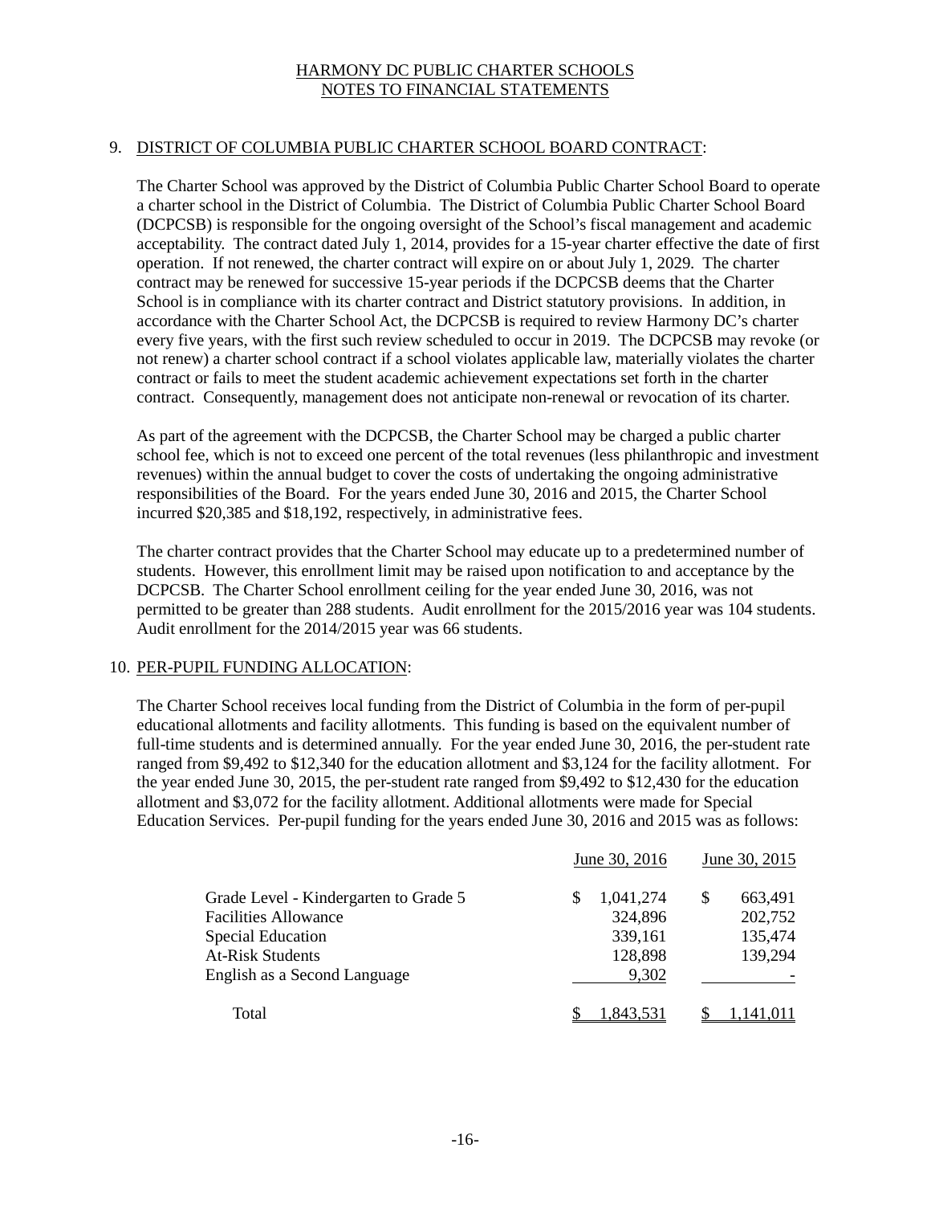# HARMONY DC PUBLIC CHARTER SCHOOLS
## NOTES TO FINANCIAL STATEMENTS

### 9. DISTRICT OF COLUMBIA PUBLIC CHARTER SCHOOL BOARD CONTRACT:

The Charter School was approved by the District of Columbia Public Charter School Board to operate a charter school in the District of Columbia. The District of Columbia Public Charter School Board (DCPCSB) is responsible for the ongoing oversight of the School's fiscal management and academic acceptability. The contract dated July 1, 2014, provides for a 15-year charter effective the date of first operation. If not renewed, the charter contract will expire on or about July 1, 2029. The charter contract may be renewed for successive 15-year periods if the DCPCSB deems that the Charter School is in compliance with its charter contract and District statutory provisions. In addition, in accordance with the Charter School Act, the DCPCSB is required to review Harmony DC's charter every five years, with the first such review scheduled to occur in 2019. The DCPCSB may revoke (or not renew) a charter school contract if a school violates applicable law, materially violates the charter contract or fails to meet the student academic achievement expectations set forth in the charter contract. Consequently, management does not anticipate non-renewal or revocation of its charter.

As part of the agreement with the DCPCSB, the Charter School may be charged a public charter school fee, which is not to exceed one percent of the total revenues (less philanthropic and investment revenues) within the annual budget to cover the costs of undertaking the ongoing administrative responsibilities of the Board. For the years ended June 30, 2016 and 2015, the Charter School incurred $20,385 and $18,192, respectively, in administrative fees.

The charter contract provides that the Charter School may educate up to a predetermined number of students. However, this enrollment limit may be raised upon notification to and acceptance by the DCPCSB. The Charter School enrollment ceiling for the year ended June 30, 2016, was not permitted to be greater than 288 students. Audit enrollment for the 2015/2016 year was 104 students. Audit enrollment for the 2014/2015 year was 66 students.

### 10. PER-PUPIL FUNDING ALLOCATION:

The Charter School receives local funding from the District of Columbia in the form of per-pupil educational allotments and facility allotments. This funding is based on the equivalent number of full-time students and is determined annually. For the year ended June 30, 2016, the per-student rate ranged from $9,492 to $12,340 for the education allotment and $3,124 for the facility allotment. For the year ended June 30, 2015, the per-student rate ranged from $9,492 to $12,430 for the education allotment and $3,072 for the facility allotment. Additional allotments were made for Special Education Services. Per-pupil funding for the years ended June 30, 2016 and 2015 was as follows:

| | June 30, 2016 | June 30, 2015 |
|---|---|---|
| Grade Level - Kindergarten to Grade 5 | $ 1,041,274 | $ 663,491 |
| Facilities Allowance | 324,896 | 202,752 |
| Special Education | 339,161 | 135,474 |
| At-Risk Students | 128,898 | 139,294 |
| English as a Second Language | 9,302 | - |
| Total | $ 1,843,531 | $ 1,141,011 |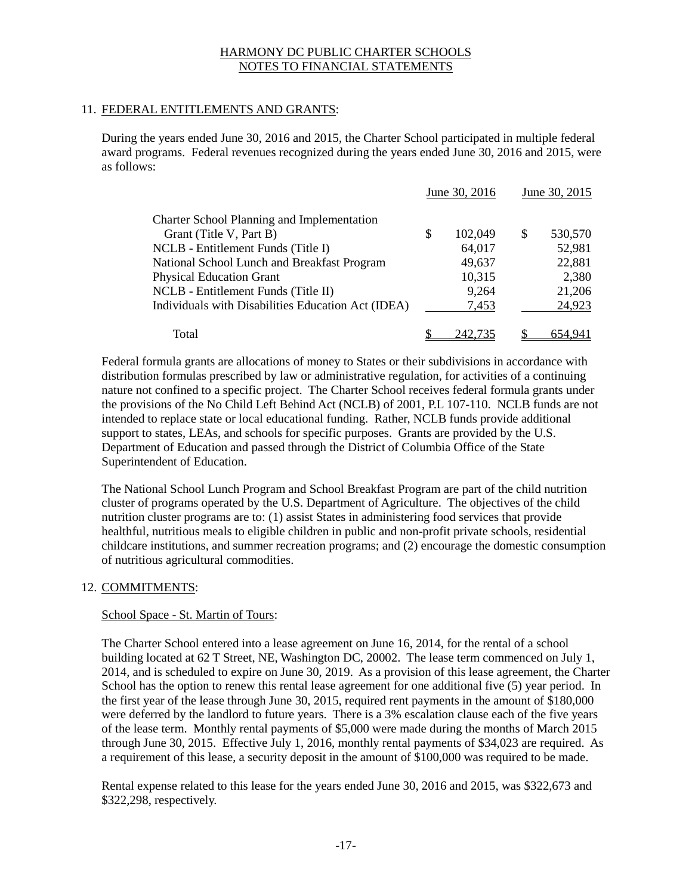# HARMONY DC PUBLIC CHARTER SCHOOLS
## NOTES TO FINANCIAL STATEMENTS

### 11. FEDERAL ENTITLEMENTS AND GRANTS:

During the years ended June 30, 2016 and 2015, the Charter School participated in multiple federal award programs. Federal revenues recognized during the years ended June 30, 2016 and 2015, were as follows:

| | June 30, 2016 | June 30, 2015 |
|---|---|---|
| Charter School Planning and Implementation Grant (Title V, Part B) | $ 102,049 | $ 530,570 |
| NCLB - Entitlement Funds (Title I) | 64,017 | 52,981 |
| National School Lunch and Breakfast Program | 49,637 | 22,881 |
| Physical Education Grant | 10,315 | 2,380 |
| NCLB - Entitlement Funds (Title II) | 9,264 | 21,206 |
| Individuals with Disabilities Education Act (IDEA) | 7,453 | 24,923 |
| Total | $ 242,735 | $ 654,941 |

Federal formula grants are allocations of money to States or their subdivisions in accordance with distribution formulas prescribed by law or administrative regulation, for activities of a continuing nature not confined to a specific project. The Charter School receives federal formula grants under the provisions of the No Child Left Behind Act (NCLB) of 2001, P.L 107-110. NCLB funds are not intended to replace state or local educational funding. Rather, NCLB funds provide additional support to states, LEAs, and schools for specific purposes. Grants are provided by the U.S. Department of Education and passed through the District of Columbia Office of the State Superintendent of Education.

The National School Lunch Program and School Breakfast Program are part of the child nutrition cluster of programs operated by the U.S. Department of Agriculture. The objectives of the child nutrition cluster programs are to: (1) assist States in administering food services that provide healthful, nutritious meals to eligible children in public and non-profit private schools, residential childcare institutions, and summer recreation programs; and (2) encourage the domestic consumption of nutritious agricultural commodities.

### 12. COMMITMENTS:

School Space - St. Martin of Tours:

The Charter School entered into a lease agreement on June 16, 2014, for the rental of a school building located at 62 T Street, NE, Washington DC, 20002. The lease term commenced on July 1, 2014, and is scheduled to expire on June 30, 2019. As a provision of this lease agreement, the Charter School has the option to renew this rental lease agreement for one additional five (5) year period. In the first year of the lease through June 30, 2015, required rent payments in the amount of $180,000 were deferred by the landlord to future years. There is a 3% escalation clause each of the five years of the lease term. Monthly rental payments of $5,000 were made during the months of March 2015 through June 30, 2015. Effective July 1, 2016, monthly rental payments of $34,023 are required. As a requirement of this lease, a security deposit in the amount of $100,000 was required to be made.

Rental expense related to this lease for the years ended June 30, 2016 and 2015, was $322,673 and $322,298, respectively.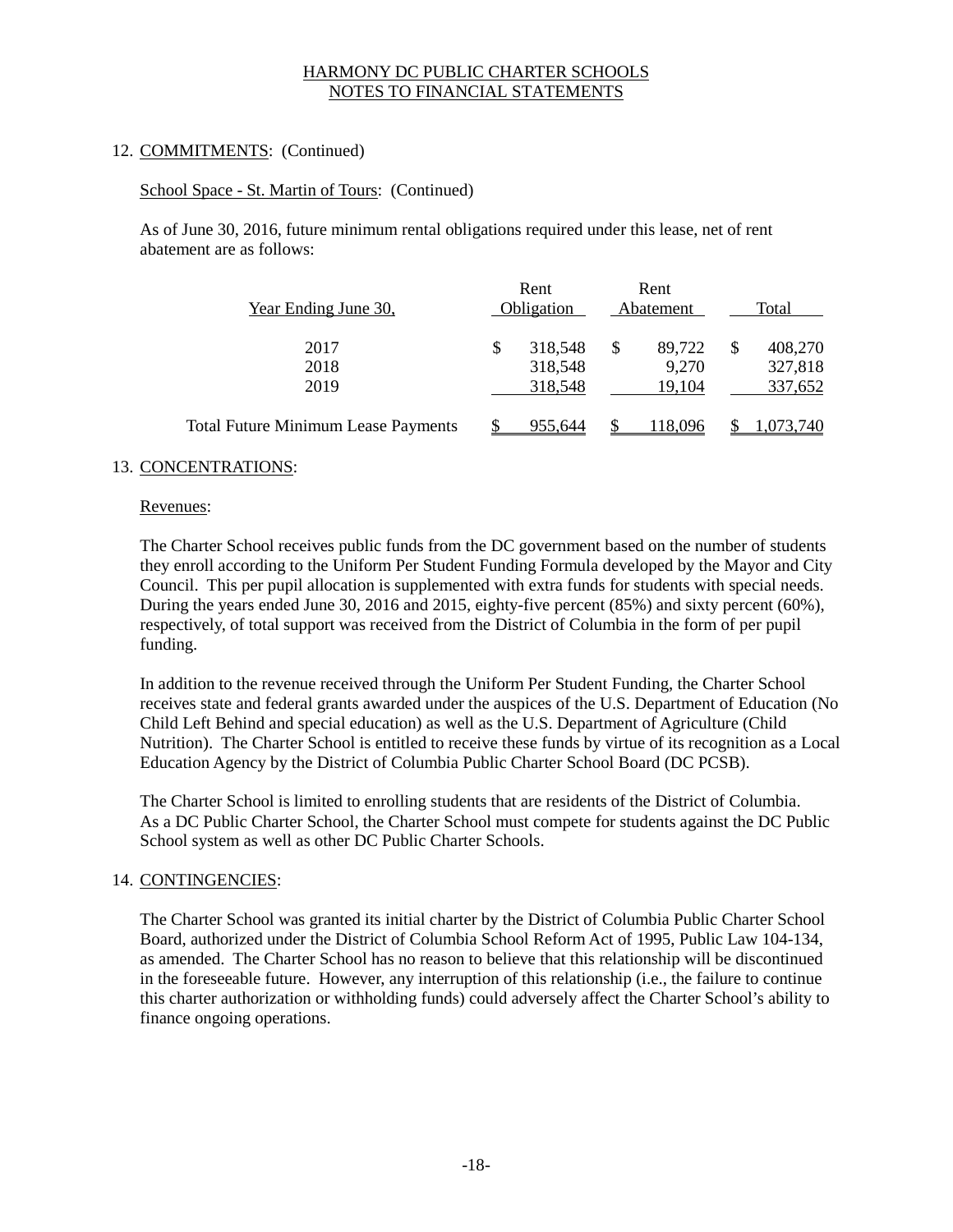### 12. COMMITMENTS: (Continued)

School Space - St. Martin of Tours: (Continued)

As of June 30, 2016, future minimum rental obligations required under this lease, net of rent abatement are as follows:

| Year Ending June 30, | Rent Obligation | Rent Abatement | Total |
|---|---|---|---|
| 2017 | $ 318,548 | $ 89,722 | $ 408,270 |
| 2018 | 318,548 | 9,270 | 327,818 |
| 2019 | 318,548 | 19,104 | 337,652 |
| Total Future Minimum Lease Payments | $ 955,644 | $ 118,096 | $ 1,073,740 |

### 13. CONCENTRATIONS:

Revenues:

The Charter School receives public funds from the DC government based on the number of students they enroll according to the Uniform Per Student Funding Formula developed by the Mayor and City Council. This per pupil allocation is supplemented with extra funds for students with special needs. During the years ended June 30, 2016 and 2015, eighty-five percent (85%) and sixty percent (60%), respectively, of total support was received from the District of Columbia in the form of per pupil funding.

In addition to the revenue received through the Uniform Per Student Funding, the Charter School receives state and federal grants awarded under the auspices of the U.S. Department of Education (No Child Left Behind and special education) as well as the U.S. Department of Agriculture (Child Nutrition). The Charter School is entitled to receive these funds by virtue of its recognition as a Local Education Agency by the District of Columbia Public Charter School Board (DC PCSB).

The Charter School is limited to enrolling students that are residents of the District of Columbia. As a DC Public Charter School, the Charter School must compete for students against the DC Public School system as well as other DC Public Charter Schools.

### 14. CONTINGENCIES:

The Charter School was granted its initial charter by the District of Columbia Public Charter School Board, authorized under the District of Columbia School Reform Act of 1995, Public Law 104-134, as amended. The Charter School has no reason to believe that this relationship will be discontinued in the foreseeable future. However, any interruption of this relationship (i.e., the failure to continue this charter authorization or withholding funds) could adversely affect the Charter School's ability to finance ongoing operations.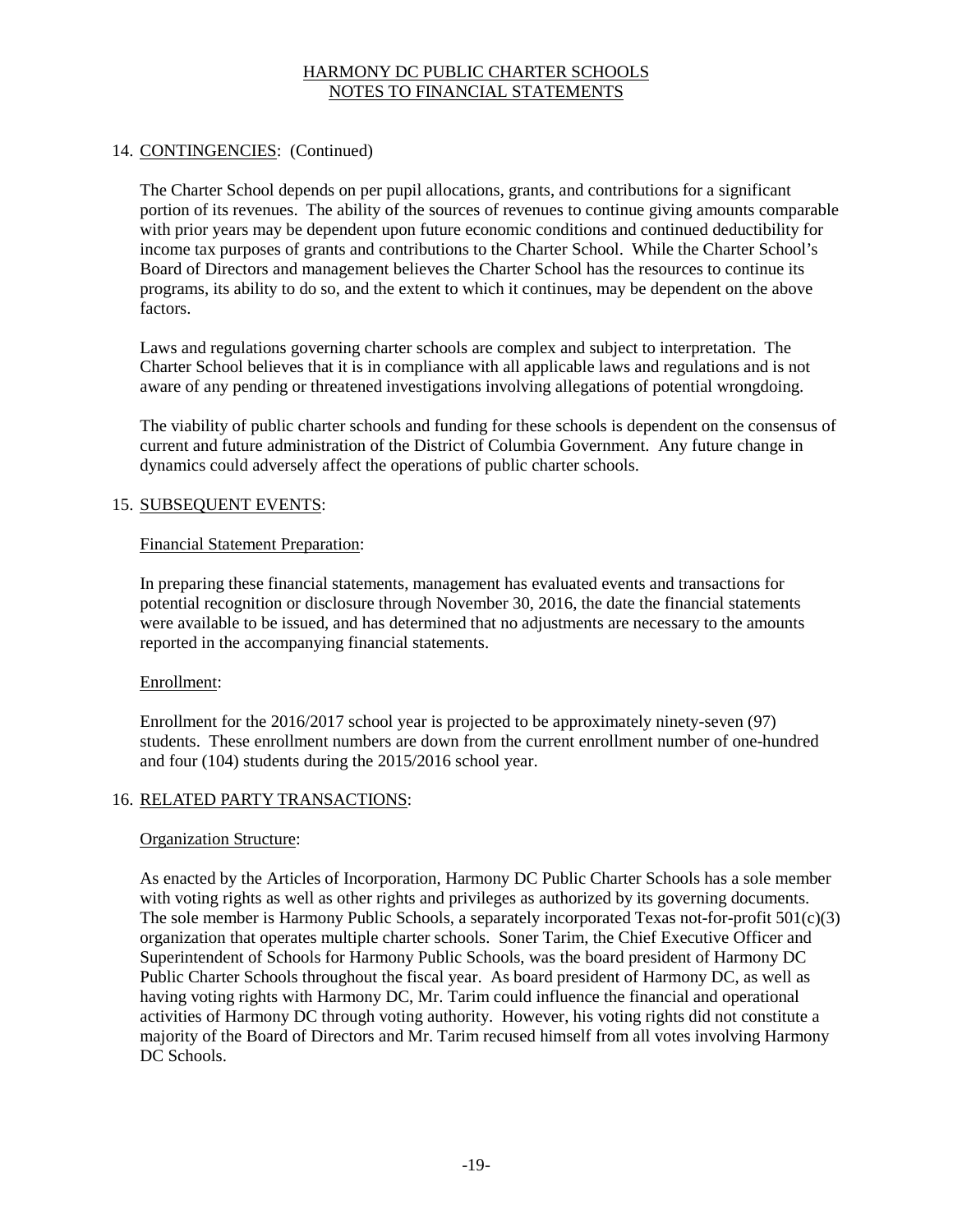## 14. CONTINGENCIES: (Continued)

The Charter School depends on per pupil allocations, grants, and contributions for a significant portion of its revenues. The ability of the sources of revenues to continue giving amounts comparable with prior years may be dependent upon future economic conditions and continued deductibility for income tax purposes of grants and contributions to the Charter School. While the Charter School's Board of Directors and management believes the Charter School has the resources to continue its programs, its ability to do so, and the extent to which it continues, may be dependent on the above factors.

Laws and regulations governing charter schools are complex and subject to interpretation. The Charter School believes that it is in compliance with all applicable laws and regulations and is not aware of any pending or threatened investigations involving allegations of potential wrongdoing.

The viability of public charter schools and funding for these schools is dependent on the consensus of current and future administration of the District of Columbia Government. Any future change in dynamics could adversely affect the operations of public charter schools.

## 15. SUBSEQUENT EVENTS:

### Financial Statement Preparation:

In preparing these financial statements, management has evaluated events and transactions for potential recognition or disclosure through November 30, 2016, the date the financial statements were available to be issued, and has determined that no adjustments are necessary to the amounts reported in the accompanying financial statements.

### Enrollment:

Enrollment for the 2016/2017 school year is projected to be approximately ninety-seven (97) students. These enrollment numbers are down from the current enrollment number of one-hundred and four (104) students during the 2015/2016 school year.

## 16. RELATED PARTY TRANSACTIONS:

### Organization Structure:

As enacted by the Articles of Incorporation, Harmony DC Public Charter Schools has a sole member with voting rights as well as other rights and privileges as authorized by its governing documents. The sole member is Harmony Public Schools, a separately incorporated Texas not-for-profit 501(c)(3) organization that operates multiple charter schools. Soner Tarim, the Chief Executive Officer and Superintendent of Schools for Harmony Public Schools, was the board president of Harmony DC Public Charter Schools throughout the fiscal year. As board president of Harmony DC, as well as having voting rights with Harmony DC, Mr. Tarim could influence the financial and operational activities of Harmony DC through voting authority. However, his voting rights did not constitute a majority of the Board of Directors and Mr. Tarim recused himself from all votes involving Harmony DC Schools.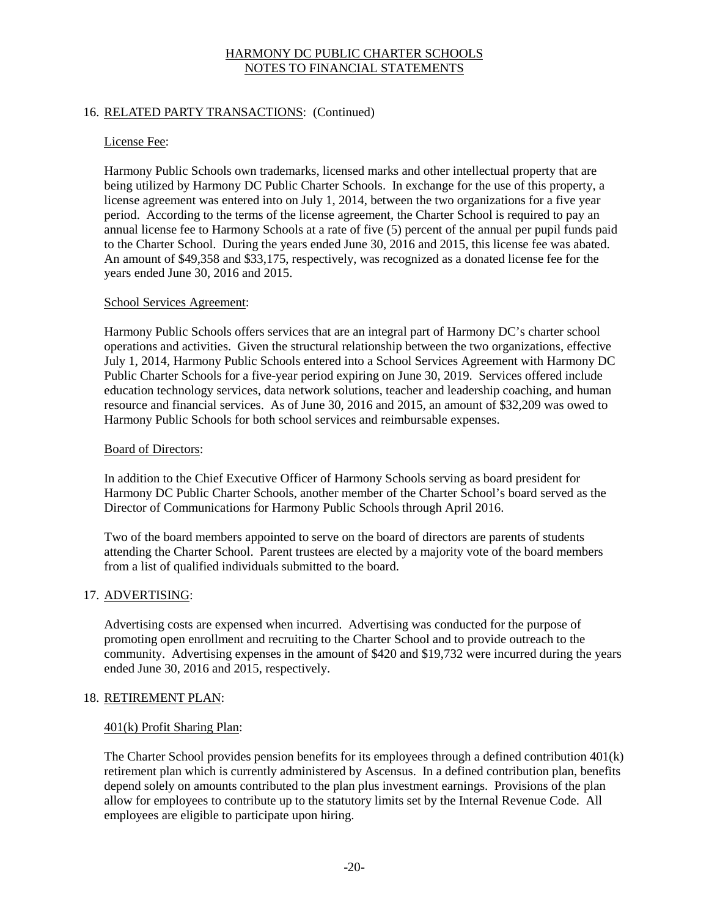## 16. RELATED PARTY TRANSACTIONS: (Continued)

### License Fee:

Harmony Public Schools own trademarks, licensed marks and other intellectual property that are being utilized by Harmony DC Public Charter Schools. In exchange for the use of this property, a license agreement was entered into on July 1, 2014, between the two organizations for a five year period. According to the terms of the license agreement, the Charter School is required to pay an annual license fee to Harmony Schools at a rate of five (5) percent of the annual per pupil funds paid to the Charter School. During the years ended June 30, 2016 and 2015, this license fee was abated. An amount of $49,358 and $33,175, respectively, was recognized as a donated license fee for the years ended June 30, 2016 and 2015.

### School Services Agreement:

Harmony Public Schools offers services that are an integral part of Harmony DC's charter school operations and activities. Given the structural relationship between the two organizations, effective July 1, 2014, Harmony Public Schools entered into a School Services Agreement with Harmony DC Public Charter Schools for a five-year period expiring on June 30, 2019. Services offered include education technology services, data network solutions, teacher and leadership coaching, and human resource and financial services. As of June 30, 2016 and 2015, an amount of $32,209 was owed to Harmony Public Schools for both school services and reimbursable expenses.

### Board of Directors:

In addition to the Chief Executive Officer of Harmony Schools serving as board president for Harmony DC Public Charter Schools, another member of the Charter School's board served as the Director of Communications for Harmony Public Schools through April 2016.

Two of the board members appointed to serve on the board of directors are parents of students attending the Charter School. Parent trustees are elected by a majority vote of the board members from a list of qualified individuals submitted to the board.

## 17. ADVERTISING:

Advertising costs are expensed when incurred. Advertising was conducted for the purpose of promoting open enrollment and recruiting to the Charter School and to provide outreach to the community. Advertising expenses in the amount of $420 and $19,732 were incurred during the years ended June 30, 2016 and 2015, respectively.

## 18. RETIREMENT PLAN:

### 401(k) Profit Sharing Plan:

The Charter School provides pension benefits for its employees through a defined contribution 401(k) retirement plan which is currently administered by Ascensus. In a defined contribution plan, benefits depend solely on amounts contributed to the plan plus investment earnings. Provisions of the plan allow for employees to contribute up to the statutory limits set by the Internal Revenue Code. All employees are eligible to participate upon hiring.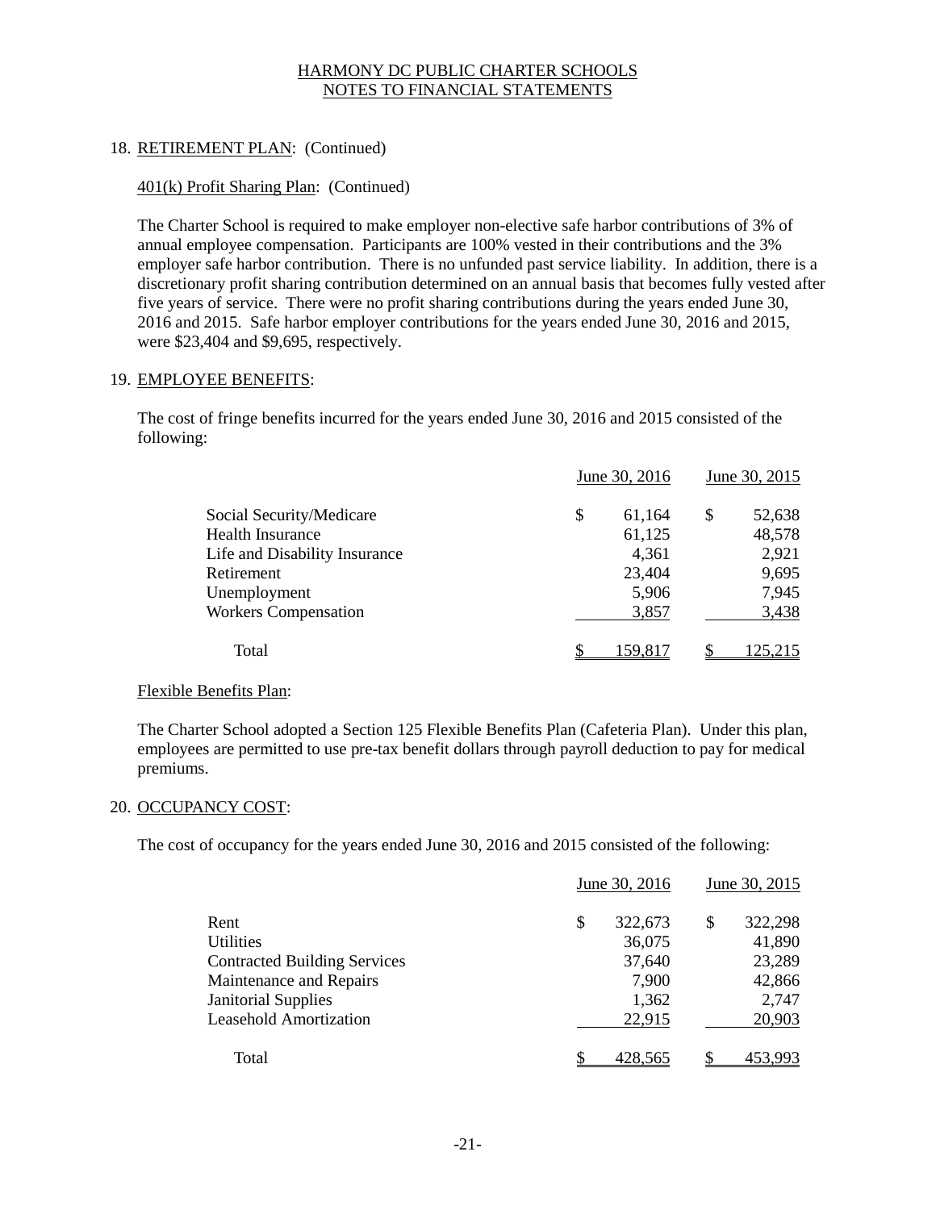## 18. RETIREMENT PLAN: (Continued)

### 401(k) Profit Sharing Plan: (Continued)

The Charter School is required to make employer non-elective safe harbor contributions of 3% of annual employee compensation. Participants are 100% vested in their contributions and the 3% employer safe harbor contribution. There is no unfunded past service liability. In addition, there is a discretionary profit sharing contribution determined on an annual basis that becomes fully vested after five years of service. There were no profit sharing contributions during the years ended June 30, 2016 and 2015. Safe harbor employer contributions for the years ended June 30, 2016 and 2015, were $23,404 and $9,695, respectively.

## 19. EMPLOYEE BENEFITS:

The cost of fringe benefits incurred for the years ended June 30, 2016 and 2015 consisted of the following:

| | June 30, 2016 | June 30, 2015 |
|---|---|---|
| Social Security/Medicare | $ 61,164 | $ 52,638 |
| Health Insurance | 61,125 | 48,578 |
| Life and Disability Insurance | 4,361 | 2,921 |
| Retirement | 23,404 | 9,695 |
| Unemployment | 5,906 | 7,945 |
| Workers Compensation | 3,857 | 3,438 |
| Total | $ 159,817 | $ 125,215 |

### Flexible Benefits Plan:

The Charter School adopted a Section 125 Flexible Benefits Plan (Cafeteria Plan). Under this plan, employees are permitted to use pre-tax benefit dollars through payroll deduction to pay for medical premiums.

## 20. OCCUPANCY COST:

The cost of occupancy for the years ended June 30, 2016 and 2015 consisted of the following:

| | June 30, 2016 | June 30, 2015 |
|---|---|---|
| Rent | $ 322,673 | $ 322,298 |
| Utilities | 36,075 | 41,890 |
| Contracted Building Services | 37,640 | 23,289 |
| Maintenance and Repairs | 7,900 | 42,866 |
| Janitorial Supplies | 1,362 | 2,747 |
| Leasehold Amortization | 22,915 | 20,903 |
| Total | $ 428,565 | $ 453,993 |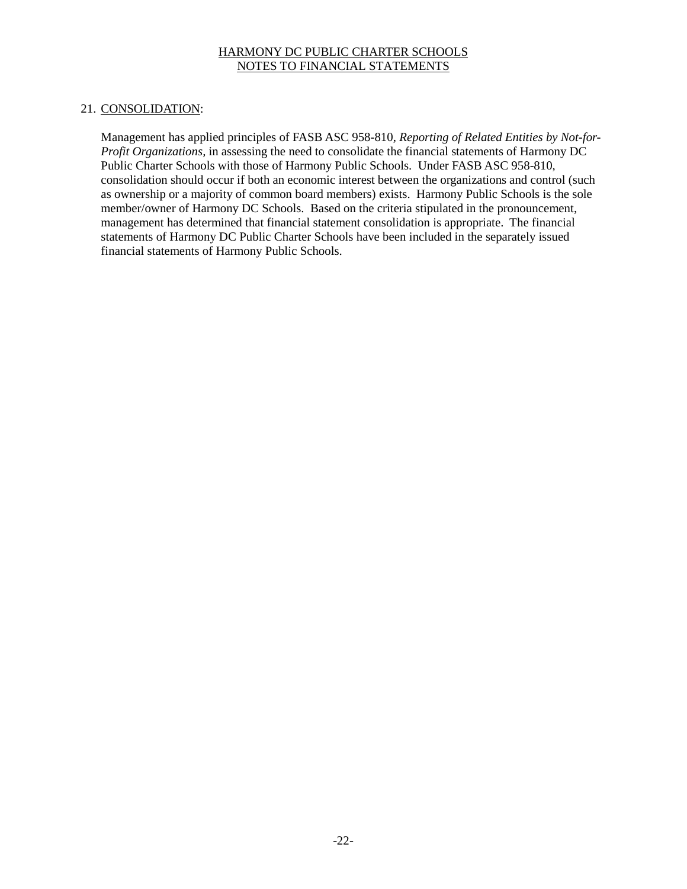## 21. CONSOLIDATION:

Management has applied principles of FASB ASC 958-810, *Reporting of Related Entities by Not-for-Profit Organizations,* in assessing the need to consolidate the financial statements of Harmony DC Public Charter Schools with those of Harmony Public Schools. Under FASB ASC 958-810, consolidation should occur if both an economic interest between the organizations and control (such as ownership or a majority of common board members) exists. Harmony Public Schools is the sole member/owner of Harmony DC Schools. Based on the criteria stipulated in the pronouncement, management has determined that financial statement consolidation is appropriate. The financial statements of Harmony DC Public Charter Schools have been included in the separately issued financial statements of Harmony Public Schools.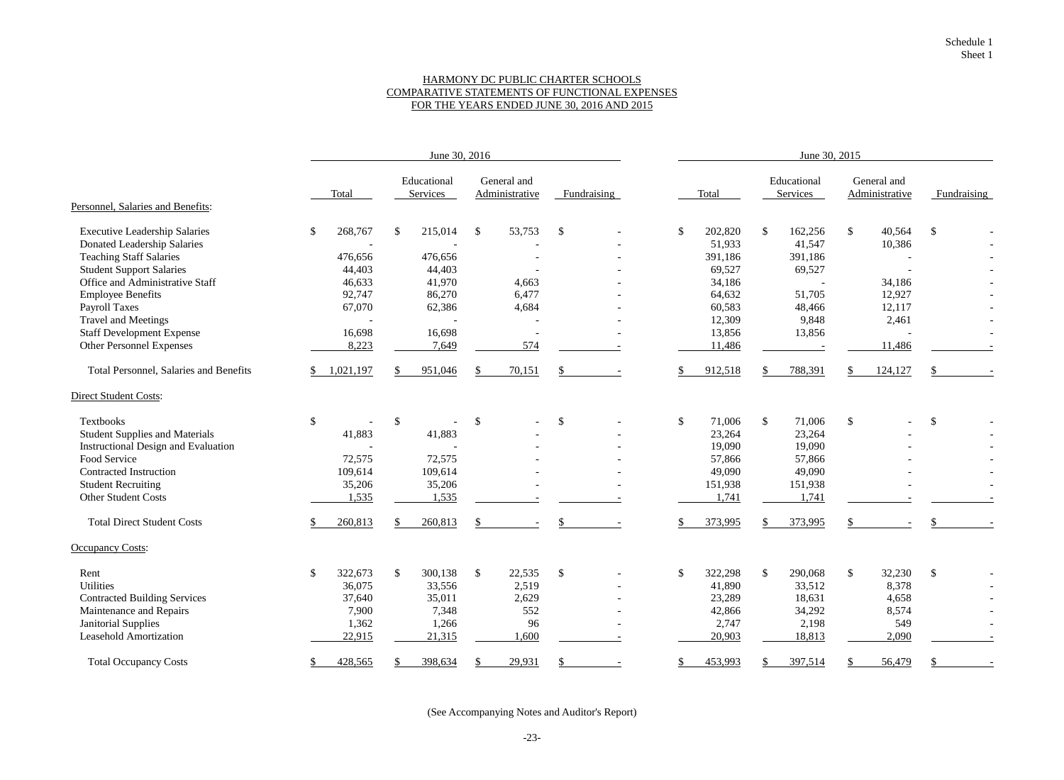Schedule 1
Sheet 1

## HARMONY DC PUBLIC CHARTER SCHOOLS
## COMPARATIVE STATEMENTS OF FUNCTIONAL EXPENSES
## FOR THE YEARS ENDED JUNE 30, 2016 AND 2015

| | June 30, 2016 | | | | June 30, 2015 | | | |
|---|---|---|---|---|---|---|---|---|
| | Total | Educational Services | General and Administrative | Fundraising | Total | Educational Services | General and Administrative | Fundraising |
| Personnel, Salaries and Benefits: | | | | | | | | |
| Executive Leadership Salaries | $ 268,767 | $ 215,014 | $ 53,753 | $ - | $ 202,820 | $ 162,256 | $ 40,564 | $ - |
| Donated Leadership Salaries | - | - | - | - | 51,933 | 41,547 | 10,386 | - |
| Teaching Staff Salaries | 476,656 | 476,656 | - | - | 391,186 | 391,186 | - | - |
| Student Support Salaries | 44,403 | 44,403 | - | - | 69,527 | 69,527 | - | - |
| Office and Administrative Staff | 46,633 | 41,970 | 4,663 | - | 34,186 | - | 34,186 | - |
| Employee Benefits | 92,747 | 86,270 | 6,477 | - | 64,632 | 51,705 | 12,927 | - |
| Payroll Taxes | 67,070 | 62,386 | 4,684 | - | 60,583 | 48,466 | 12,117 | - |
| Travel and Meetings | - | - | - | - | 12,309 | 9,848 | 2,461 | - |
| Staff Development Expense | 16,698 | 16,698 | - | - | 13,856 | 13,856 | - | - |
| Other Personnel Expenses | 8,223 | 7,649 | 574 | - | 11,486 | - | 11,486 | - |
| Total Personnel, Salaries and Benefits | $ 1,021,197 | $ 951,046 | $ 70,151 | $ - | $ 912,518 | $ 788,391 | $ 124,127 | $ - |
| Direct Student Costs: | | | | | | | | |
| Textbooks | $ - | $ - | $ - | $ - | $ 71,006 | $ 71,006 | $ - | $ - |
| Student Supplies and Materials | 41,883 | 41,883 | - | - | 23,264 | 23,264 | - | - |
| Instructional Design and Evaluation | - | - | - | - | 19,090 | 19,090 | - | - |
| Food Service | 72,575 | 72,575 | - | - | 57,866 | 57,866 | - | - |
| Contracted Instruction | 109,614 | 109,614 | - | - | 49,090 | 49,090 | - | - |
| Student Recruiting | 35,206 | 35,206 | - | - | 151,938 | 151,938 | - | - |
| Other Student Costs | 1,535 | 1,535 | - | - | 1,741 | 1,741 | - | - |
| Total Direct Student Costs | $ 260,813 | $ 260,813 | $ - | $ - | $ 373,995 | $ 373,995 | $ - | $ - |
| Occupancy Costs: | | | | | | | | |
| Rent | $ 322,673 | $ 300,138 | $ 22,535 | $ - | $ 322,298 | $ 290,068 | $ 32,230 | $ - |
| Utilities | 36,075 | 33,556 | 2,519 | - | 41,890 | 33,512 | 8,378 | - |
| Contracted Building Services | 37,640 | 35,011 | 2,629 | - | 23,289 | 18,631 | 4,658 | - |
| Maintenance and Repairs | 7,900 | 7,348 | 552 | - | 42,866 | 34,292 | 8,574 | - |
| Janitorial Supplies | 1,362 | 1,266 | 96 | - | 2,747 | 2,198 | 549 | - |
| Leasehold Amortization | 22,915 | 21,315 | 1,600 | - | 20,903 | 18,813 | 2,090 | - |
| Total Occupancy Costs | $ 428,565 | $ 398,634 | $ 29,931 | $ - | $ 453,993 | $ 397,514 | $ 56,479 | $ - |

(See Accompanying Notes and Auditor's Report)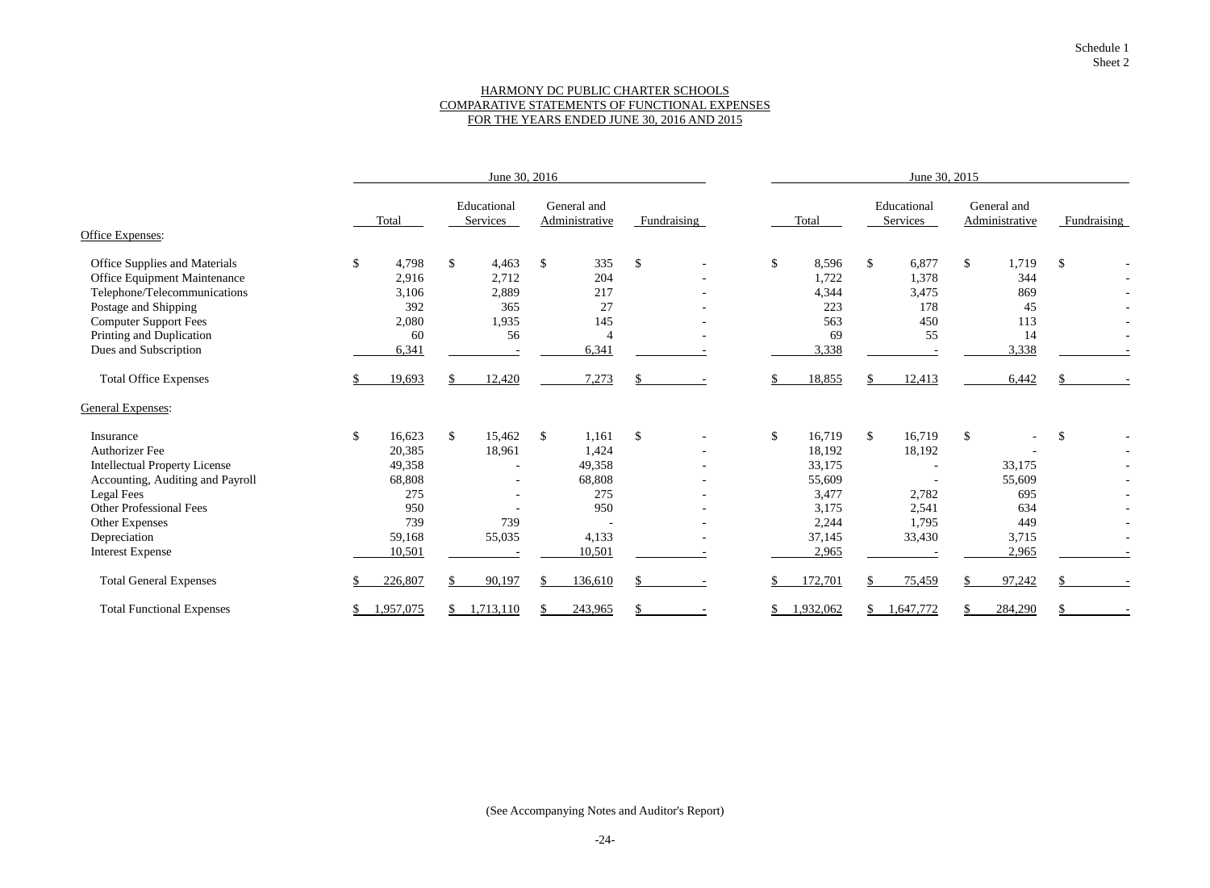Schedule 1
Sheet 2

# HARMONY DC PUBLIC CHARTER SCHOOLS
## COMPARATIVE STATEMENTS OF FUNCTIONAL EXPENSES
### FOR THE YEARS ENDED JUNE 30, 2016 AND 2015

| | June 30, 2016 | | | | June 30, 2015 | | | |
|---|---|---|---|---|---|---|---|---|
| | Total | Educational Services | General and Administrative | Fundraising | Total | Educational Services | General and Administrative | Fundraising |
| **Office Expenses:** | | | | | | | | |
| Office Supplies and Materials | $ 4,798 | $ 4,463 | $ 335 | $ - | $ 8,596 | $ 6,877 | $ 1,719 | $ - |
| Office Equipment Maintenance | 2,916 | 2,712 | 204 | - | 1,722 | 1,378 | 344 | - |
| Telephone/Telecommunications | 3,106 | 2,889 | 217 | - | 4,344 | 3,475 | 869 | - |
| Postage and Shipping | 392 | 365 | 27 | - | 223 | 178 | 45 | - |
| Computer Support Fees | 2,080 | 1,935 | 145 | - | 563 | 450 | 113 | - |
| Printing and Duplication | 60 | 56 | 4 | - | 69 | 55 | 14 | - |
| Dues and Subscription | 6,341 | - | 6,341 | - | 3,338 | - | 3,338 | - |
| Total Office Expenses | $ 19,693 | $ 12,420 | 7,273 | $ - | $ 18,855 | $ 12,413 | 6,442 | $ - |
| **General Expenses:** | | | | | | | | |
| Insurance | $ 16,623 | $ 15,462 | $ 1,161 | $ - | $ 16,719 | $ 16,719 | $ - | $ - |
| Authorizer Fee | 20,385 | 18,961 | 1,424 | - | 18,192 | 18,192 | - | - |
| Intellectual Property License | 49,358 | - | 49,358 | - | 33,175 | - | 33,175 | - |
| Accounting, Auditing and Payroll | 68,808 | - | 68,808 | - | 55,609 | - | 55,609 | - |
| Legal Fees | 275 | - | 275 | - | 3,477 | 2,782 | 695 | - |
| Other Professional Fees | 950 | - | 950 | - | 3,175 | 2,541 | 634 | - |
| Other Expenses | 739 | 739 | - | - | 2,244 | 1,795 | 449 | - |
| Depreciation | 59,168 | 55,035 | 4,133 | - | 37,145 | 33,430 | 3,715 | - |
| Interest Expense | 10,501 | - | 10,501 | - | 2,965 | - | 2,965 | - |
| Total General Expenses | $ 226,807 | $ 90,197 | $ 136,610 | $ - | $ 172,701 | $ 75,459 | $ 97,242 | $ - |
| Total Functional Expenses | $ 1,957,075 | $ 1,713,110 | $ 243,965 | $ - | $ 1,932,062 | $ 1,647,772 | $ 284,290 | $ - |

(See Accompanying Notes and Auditor's Report)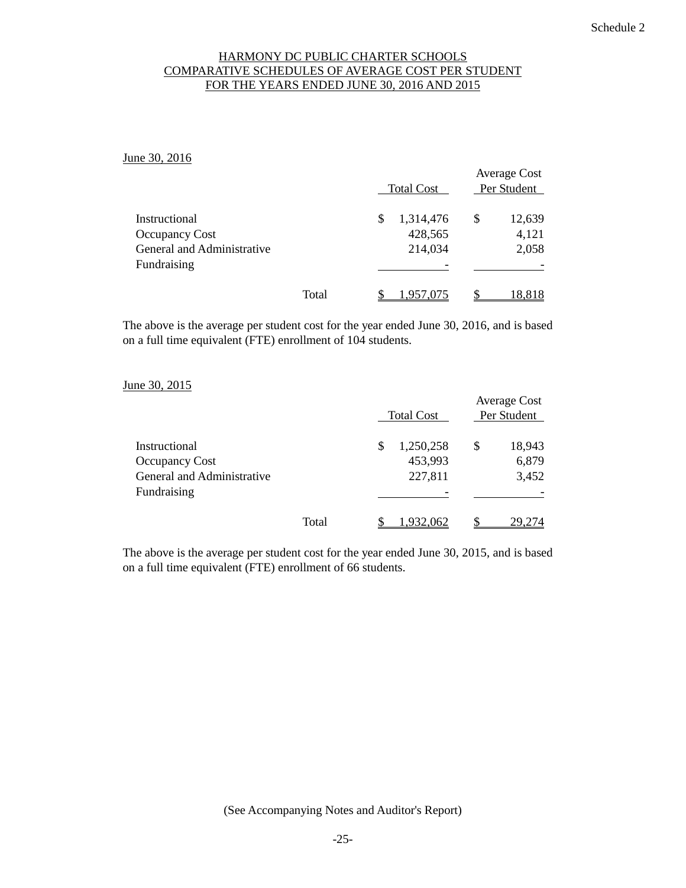Schedule 2

# HARMONY DC PUBLIC CHARTER SCHOOLS
## COMPARATIVE SCHEDULES OF AVERAGE COST PER STUDENT
## FOR THE YEARS ENDED JUNE 30, 2016 AND 2015

June 30, 2016

| | Total Cost | Average Cost Per Student |
|---|---|---|
| Instructional | $ 1,314,476 | $ 12,639 |
| Occupancy Cost | 428,565 | 4,121 |
| General and Administrative | 214,034 | 2,058 |
| Fundraising | - | - |
| Total | $ 1,957,075 | $ 18,818 |

The above is the average per student cost for the year ended June 30, 2016, and is based on a full time equivalent (FTE) enrollment of 104 students.

June 30, 2015

| | Total Cost | Average Cost Per Student |
|---|---|---|
| Instructional | $ 1,250,258 | $ 18,943 |
| Occupancy Cost | 453,993 | 6,879 |
| General and Administrative | 227,811 | 3,452 |
| Fundraising | - | - |
| Total | $ 1,932,062 | $ 29,274 |

The above is the average per student cost for the year ended June 30, 2015, and is based on a full time equivalent (FTE) enrollment of 66 students.

(See Accompanying Notes and Auditor's Report)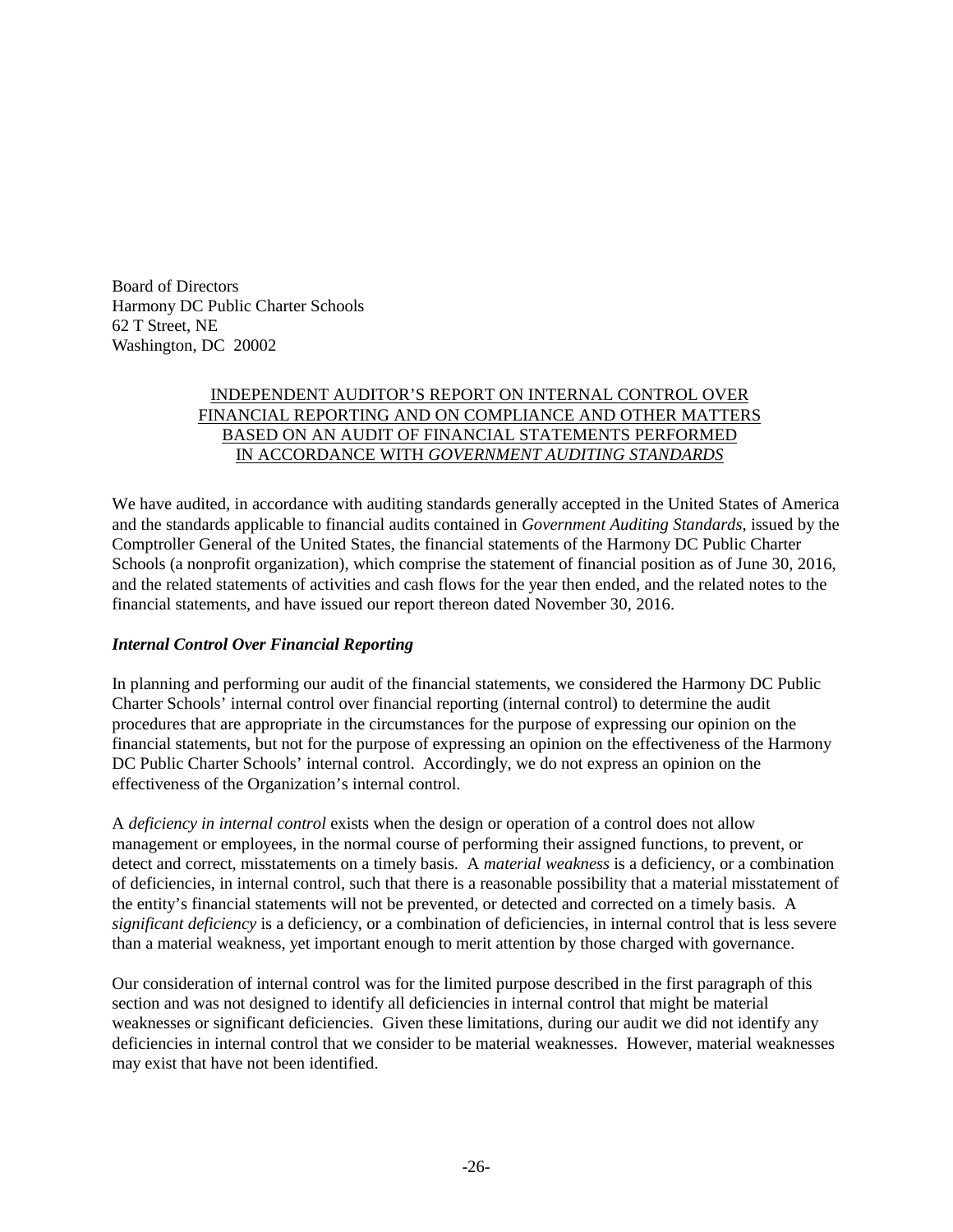Board of Directors
Harmony DC Public Charter Schools
62 T Street, NE
Washington, DC 20002

## INDEPENDENT AUDITOR'S REPORT ON INTERNAL CONTROL OVER FINANCIAL REPORTING AND ON COMPLIANCE AND OTHER MATTERS BASED ON AN AUDIT OF FINANCIAL STATEMENTS PERFORMED IN ACCORDANCE WITH *GOVERNMENT AUDITING STANDARDS*

We have audited, in accordance with auditing standards generally accepted in the United States of America and the standards applicable to financial audits contained in *Government Auditing Standards*, issued by the Comptroller General of the United States, the financial statements of the Harmony DC Public Charter Schools (a nonprofit organization), which comprise the statement of financial position as of June 30, 2016, and the related statements of activities and cash flows for the year then ended, and the related notes to the financial statements, and have issued our report thereon dated November 30, 2016.

### *Internal Control Over Financial Reporting*

In planning and performing our audit of the financial statements, we considered the Harmony DC Public Charter Schools' internal control over financial reporting (internal control) to determine the audit procedures that are appropriate in the circumstances for the purpose of expressing our opinion on the financial statements, but not for the purpose of expressing an opinion on the effectiveness of the Harmony DC Public Charter Schools' internal control. Accordingly, we do not express an opinion on the effectiveness of the Organization's internal control.

A *deficiency in internal control* exists when the design or operation of a control does not allow management or employees, in the normal course of performing their assigned functions, to prevent, or detect and correct, misstatements on a timely basis. A *material weakness* is a deficiency, or a combination of deficiencies, in internal control, such that there is a reasonable possibility that a material misstatement of the entity's financial statements will not be prevented, or detected and corrected on a timely basis. A *significant deficiency* is a deficiency, or a combination of deficiencies, in internal control that is less severe than a material weakness, yet important enough to merit attention by those charged with governance.

Our consideration of internal control was for the limited purpose described in the first paragraph of this section and was not designed to identify all deficiencies in internal control that might be material weaknesses or significant deficiencies. Given these limitations, during our audit we did not identify any deficiencies in internal control that we consider to be material weaknesses. However, material weaknesses may exist that have not been identified.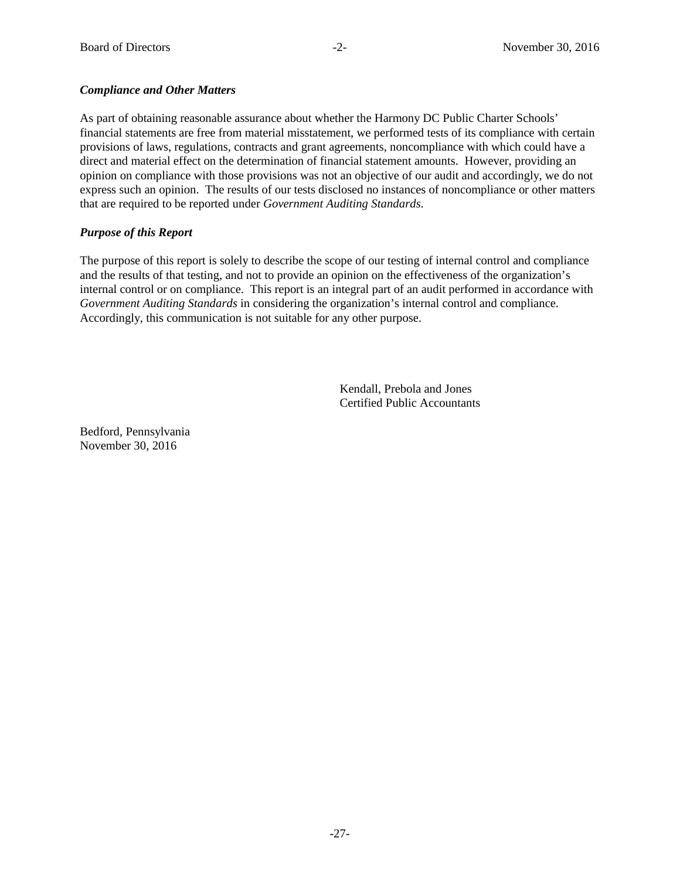***Compliance and Other Matters***

As part of obtaining reasonable assurance about whether the Harmony DC Public Charter Schools' financial statements are free from material misstatement, we performed tests of its compliance with certain provisions of laws, regulations, contracts and grant agreements, noncompliance with which could have a direct and material effect on the determination of financial statement amounts. However, providing an opinion on compliance with those provisions was not an objective of our audit and accordingly, we do not express such an opinion. The results of our tests disclosed no instances of noncompliance or other matters that are required to be reported under *Government Auditing Standards.*

***Purpose of this Report***

The purpose of this report is solely to describe the scope of our testing of internal control and compliance and the results of that testing, and not to provide an opinion on the effectiveness of the organization's internal control or on compliance. This report is an integral part of an audit performed in accordance with *Government Auditing Standards* in considering the organization's internal control and compliance. Accordingly, this communication is not suitable for any other purpose.

Kendall, Prebola and Jones
Certified Public Accountants

Bedford, Pennsylvania
November 30, 2016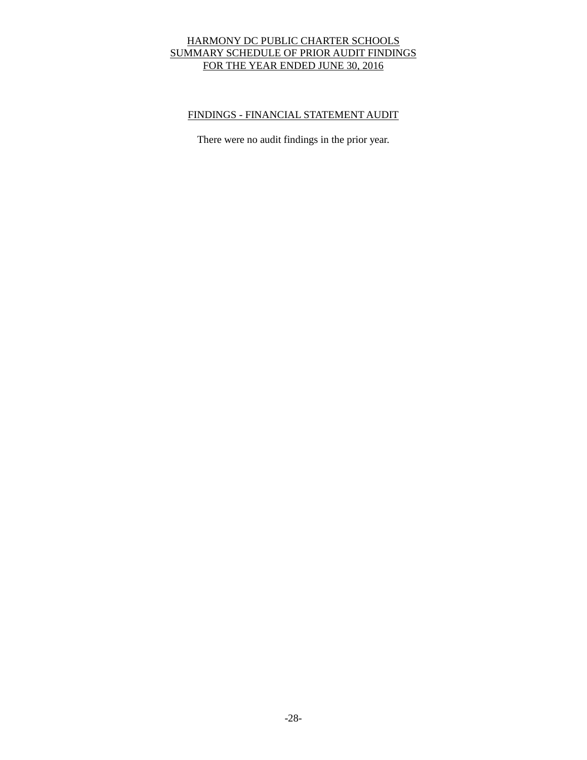# HARMONY DC PUBLIC CHARTER SCHOOLS
## SUMMARY SCHEDULE OF PRIOR AUDIT FINDINGS
## FOR THE YEAR ENDED JUNE 30, 2016

### FINDINGS - FINANCIAL STATEMENT AUDIT

There were no audit findings in the prior year.